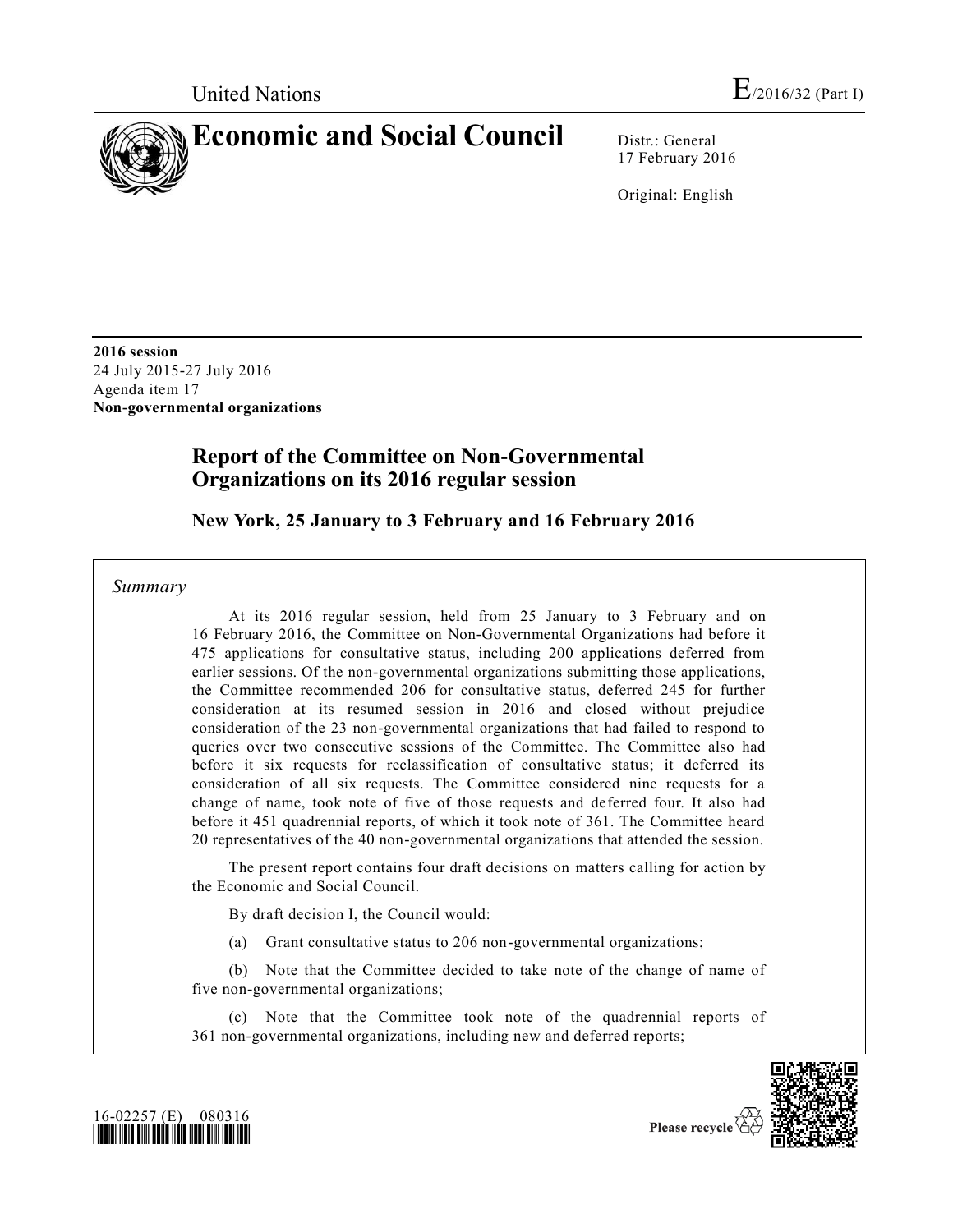United Nations

E/2016/32 (Part I)

# Economic and Social Council

Distr.: General
17 February 2016

Original: English

**2016 session**
24 July 2015-27 July 2016
Agenda item 17
**Non-governmental organizations**

## Report of the Committee on Non-Governmental Organizations on its 2016 regular session

### New York, 25 January to 3 February and 16 February 2016

*Summary*

At its 2016 regular session, held from 25 January to 3 February and on 16 February 2016, the Committee on Non-Governmental Organizations had before it 475 applications for consultative status, including 200 applications deferred from earlier sessions. Of the non-governmental organizations submitting those applications, the Committee recommended 206 for consultative status, deferred 245 for further consideration at its resumed session in 2016 and closed without prejudice consideration of the 23 non-governmental organizations that had failed to respond to queries over two consecutive sessions of the Committee. The Committee also had before it six requests for reclassification of consultative status; it deferred its consideration of all six requests. The Committee considered nine requests for a change of name, took note of five of those requests and deferred four. It also had before it 451 quadrennial reports, of which it took note of 361. The Committee heard 20 representatives of the 40 non-governmental organizations that attended the session.

The present report contains four draft decisions on matters calling for action by the Economic and Social Council.

By draft decision I, the Council would:

(a) Grant consultative status to 206 non-governmental organizations;

(b) Note that the Committee decided to take note of the change of name of five non-governmental organizations;

(c) Note that the Committee took note of the quadrennial reports of 361 non-governmental organizations, including new and deferred reports;

16-02257 (E) 080316

Please recycle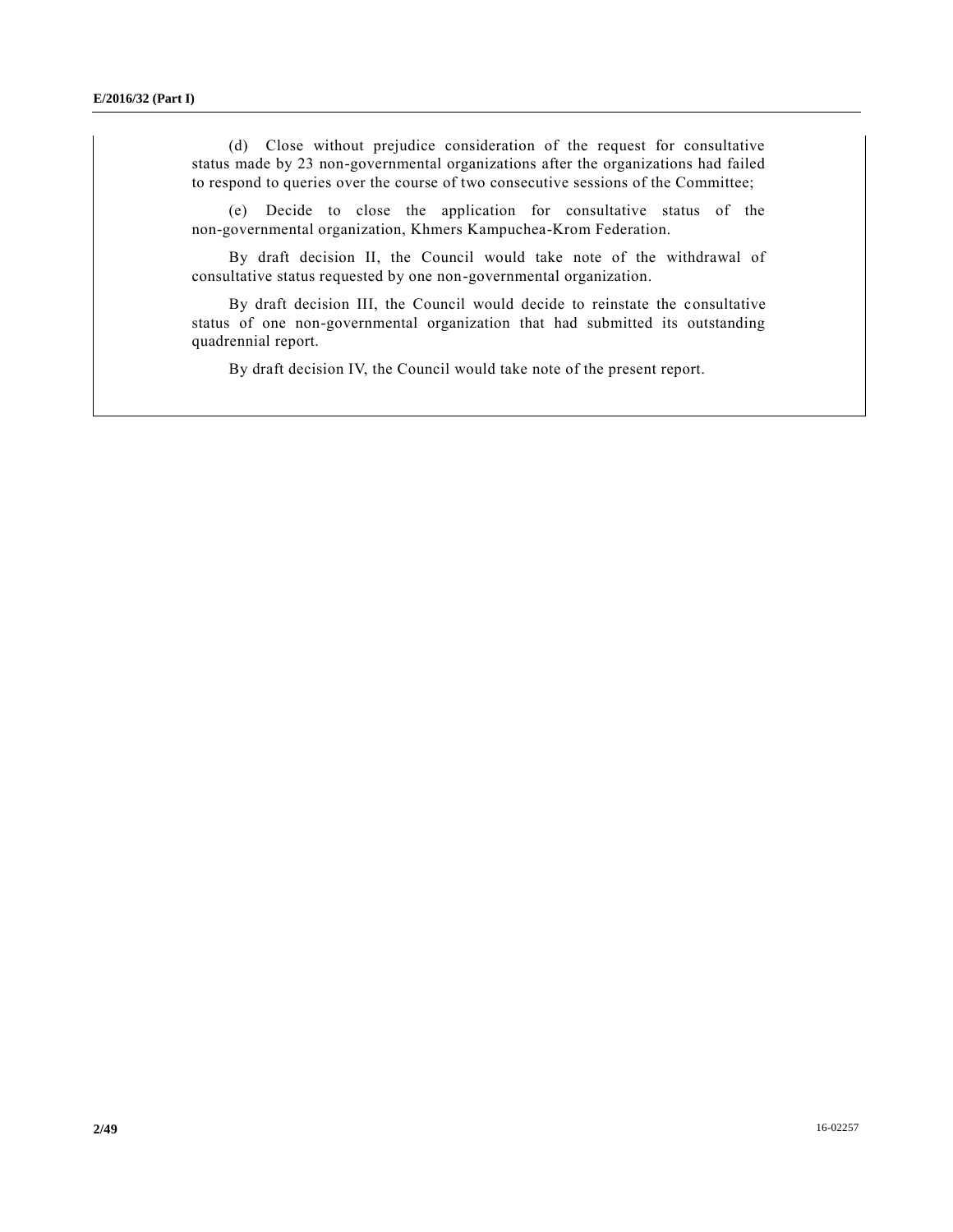(d) Close without prejudice consideration of the request for consultative status made by 23 non-governmental organizations after the organizations had failed to respond to queries over the course of two consecutive sessions of the Committee;

(e) Decide to close the application for consultative status of the non-governmental organization, Khmers Kampuchea-Krom Federation.

By draft decision II, the Council would take note of the withdrawal of consultative status requested by one non-governmental organization.

By draft decision III, the Council would decide to reinstate the consultative status of one non-governmental organization that had submitted its outstanding quadrennial report.

By draft decision IV, the Council would take note of the present report.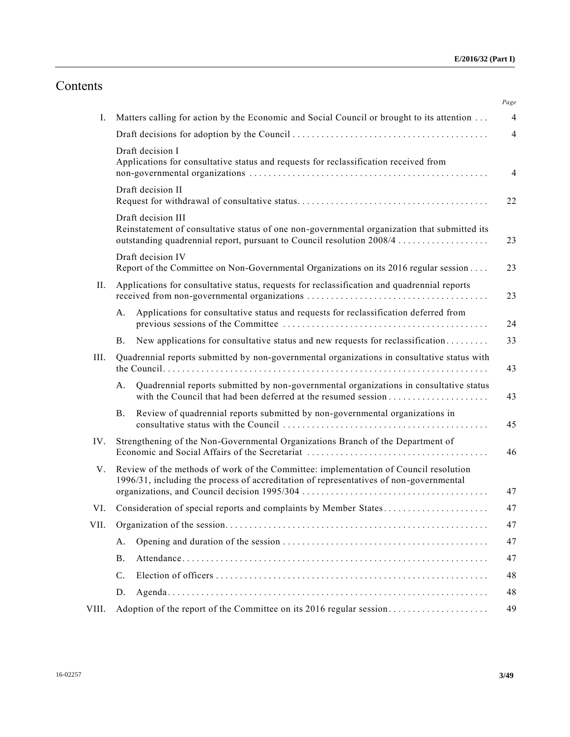# Contents

| | | Page |
|---|---|---|
| I. | Matters calling for action by the Economic and Social Council or brought to its attention | 4 |
| | Draft decisions for adoption by the Council | 4 |
| | Draft decision I<br>Applications for consultative status and requests for reclassification received from non-governmental organizations | 4 |
| | Draft decision II<br>Request for withdrawal of consultative status | 22 |
| | Draft decision III<br>Reinstatement of consultative status of one non-governmental organization that submitted its outstanding quadrennial report, pursuant to Council resolution 2008/4 | 23 |
| | Draft decision IV<br>Report of the Committee on Non-Governmental Organizations on its 2016 regular session | 23 |
| II. | Applications for consultative status, requests for reclassification and quadrennial reports received from non-governmental organizations | 23 |
| | A. Applications for consultative status and requests for reclassification deferred from previous sessions of the Committee | 24 |
| | B. New applications for consultative status and new requests for reclassification | 33 |
| III. | Quadrennial reports submitted by non-governmental organizations in consultative status with the Council | 43 |
| | A. Quadrennial reports submitted by non-governmental organizations in consultative status with the Council that had been deferred at the resumed session | 43 |
| | B. Review of quadrennial reports submitted by non-governmental organizations in consultative status with the Council | 45 |
| IV. | Strengthening of the Non-Governmental Organizations Branch of the Department of Economic and Social Affairs of the Secretariat | 46 |
| V. | Review of the methods of work of the Committee: implementation of Council resolution 1996/31, including the process of accreditation of representatives of non-governmental organizations, and Council decision 1995/304 | 47 |
| VI. | Consideration of special reports and complaints by Member States | 47 |
| VII. | Organization of the session | 47 |
| | A. Opening and duration of the session | 47 |
| | B. Attendance | 47 |
| | C. Election of officers | 48 |
| | D. Agenda | 48 |
| VIII. | Adoption of the report of the Committee on its 2016 regular session | 49 |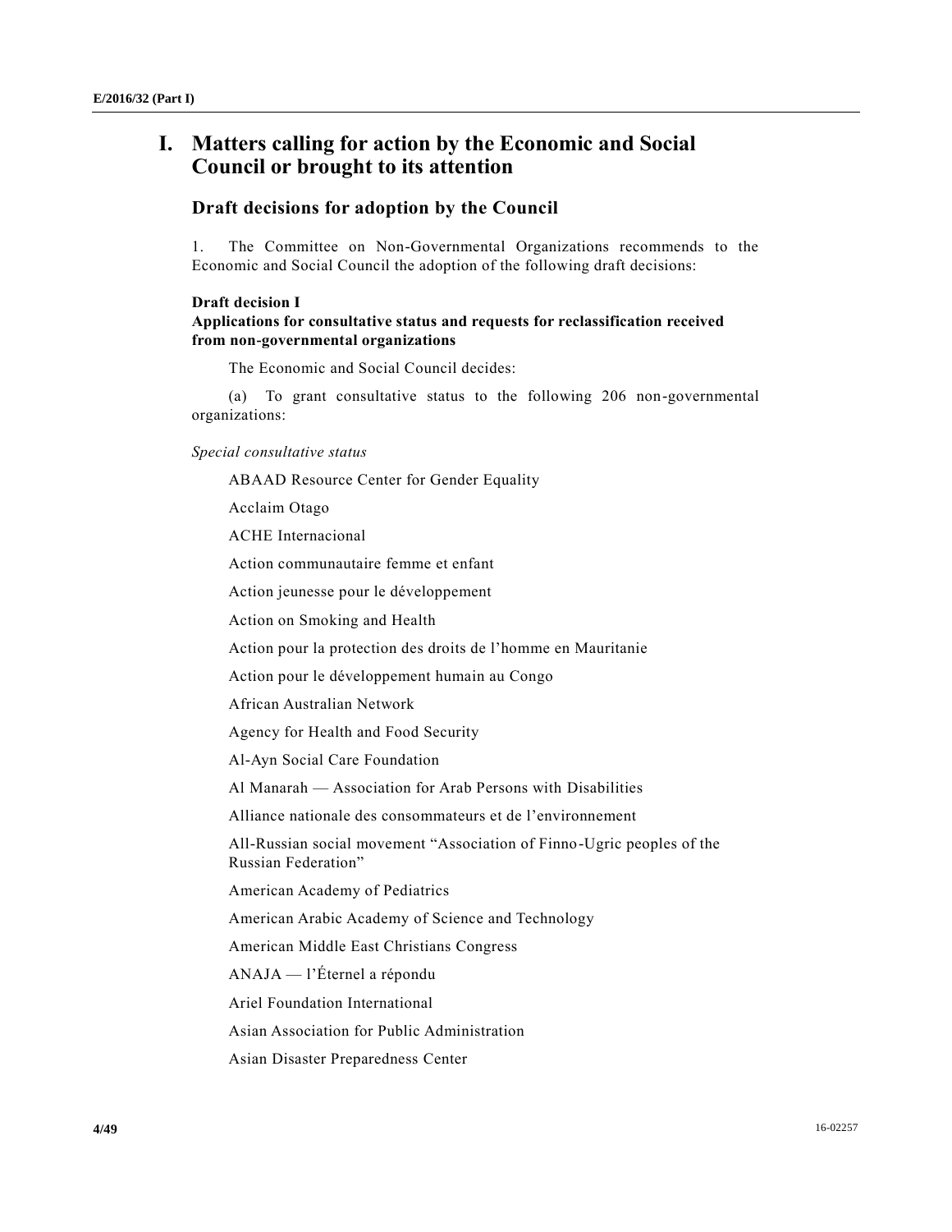# I. Matters calling for action by the Economic and Social Council or brought to its attention

## Draft decisions for adoption by the Council

1. The Committee on Non-Governmental Organizations recommends to the Economic and Social Council the adoption of the following draft decisions:

**Draft decision I**
**Applications for consultative status and requests for reclassification received from non-governmental organizations**

The Economic and Social Council decides:

(a) To grant consultative status to the following 206 non-governmental organizations:

*Special consultative status*

ABAAD Resource Center for Gender Equality

Acclaim Otago

ACHE Internacional

Action communautaire femme et enfant

Action jeunesse pour le développement

Action on Smoking and Health

Action pour la protection des droits de l'homme en Mauritanie

Action pour le développement humain au Congo

African Australian Network

Agency for Health and Food Security

Al-Ayn Social Care Foundation

Al Manarah — Association for Arab Persons with Disabilities

Alliance nationale des consommateurs et de l'environnement

All-Russian social movement "Association of Finno-Ugric peoples of the Russian Federation"

American Academy of Pediatrics

American Arabic Academy of Science and Technology

American Middle East Christians Congress

ANAJA — l'Éternel a répondu

Ariel Foundation International

Asian Association for Public Administration

Asian Disaster Preparedness Center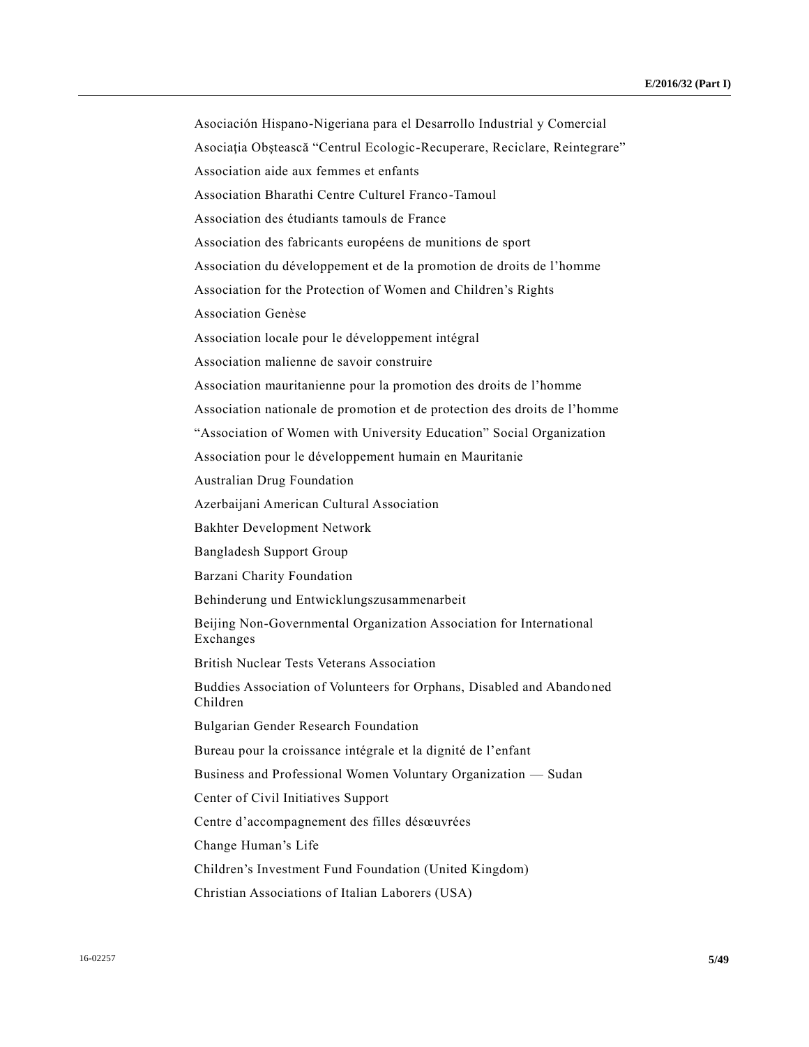Asociación Hispano-Nigeriana para el Desarrollo Industrial y Comercial

Asociaţia Obştească "Centrul Ecologic-Recuperare, Reciclare, Reintegrare"

Association aide aux femmes et enfants

Association Bharathi Centre Culturel Franco-Tamoul

Association des étudiants tamouls de France

Association des fabricants européens de munitions de sport

Association du développement et de la promotion de droits de l'homme

Association for the Protection of Women and Children's Rights

Association Genèse

Association locale pour le développement intégral

Association malienne de savoir construire

Association mauritanienne pour la promotion des droits de l'homme

Association nationale de promotion et de protection des droits de l'homme

"Association of Women with University Education" Social Organization

Association pour le développement humain en Mauritanie

Australian Drug Foundation

Azerbaijani American Cultural Association

Bakhter Development Network

Bangladesh Support Group

Barzani Charity Foundation

Behinderung und Entwicklungszusammenarbeit

Beijing Non-Governmental Organization Association for International Exchanges

British Nuclear Tests Veterans Association

Buddies Association of Volunteers for Orphans, Disabled and Abandoned Children

Bulgarian Gender Research Foundation

Bureau pour la croissance intégrale et la dignité de l'enfant

Business and Professional Women Voluntary Organization — Sudan

Center of Civil Initiatives Support

Centre d'accompagnement des filles désœuvrées

Change Human's Life

Children's Investment Fund Foundation (United Kingdom)

Christian Associations of Italian Laborers (USA)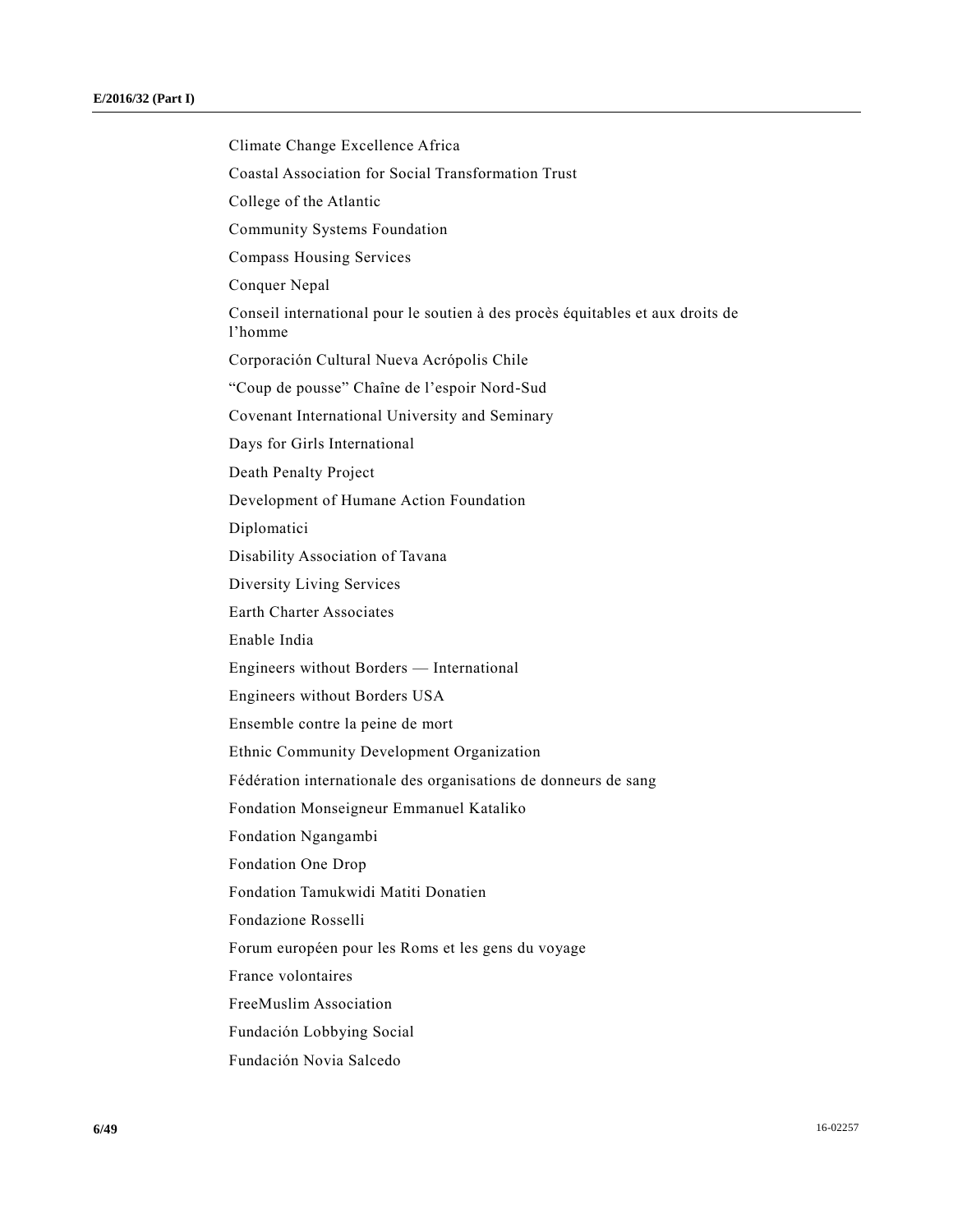Climate Change Excellence Africa

Coastal Association for Social Transformation Trust

College of the Atlantic

Community Systems Foundation

Compass Housing Services

Conquer Nepal

Conseil international pour le soutien à des procès équitables et aux droits de l'homme

Corporación Cultural Nueva Acrópolis Chile

"Coup de pousse" Chaîne de l'espoir Nord-Sud

Covenant International University and Seminary

Days for Girls International

Death Penalty Project

Development of Humane Action Foundation

Diplomatici

Disability Association of Tavana

Diversity Living Services

Earth Charter Associates

Enable India

Engineers without Borders — International

Engineers without Borders USA

Ensemble contre la peine de mort

Ethnic Community Development Organization

Fédération internationale des organisations de donneurs de sang

Fondation Monseigneur Emmanuel Kataliko

Fondation Ngangambi

Fondation One Drop

Fondation Tamukwidi Matiti Donatien

Fondazione Rosselli

Forum européen pour les Roms et les gens du voyage

France volontaires

FreeMuslim Association

Fundación Lobbying Social

Fundación Novia Salcedo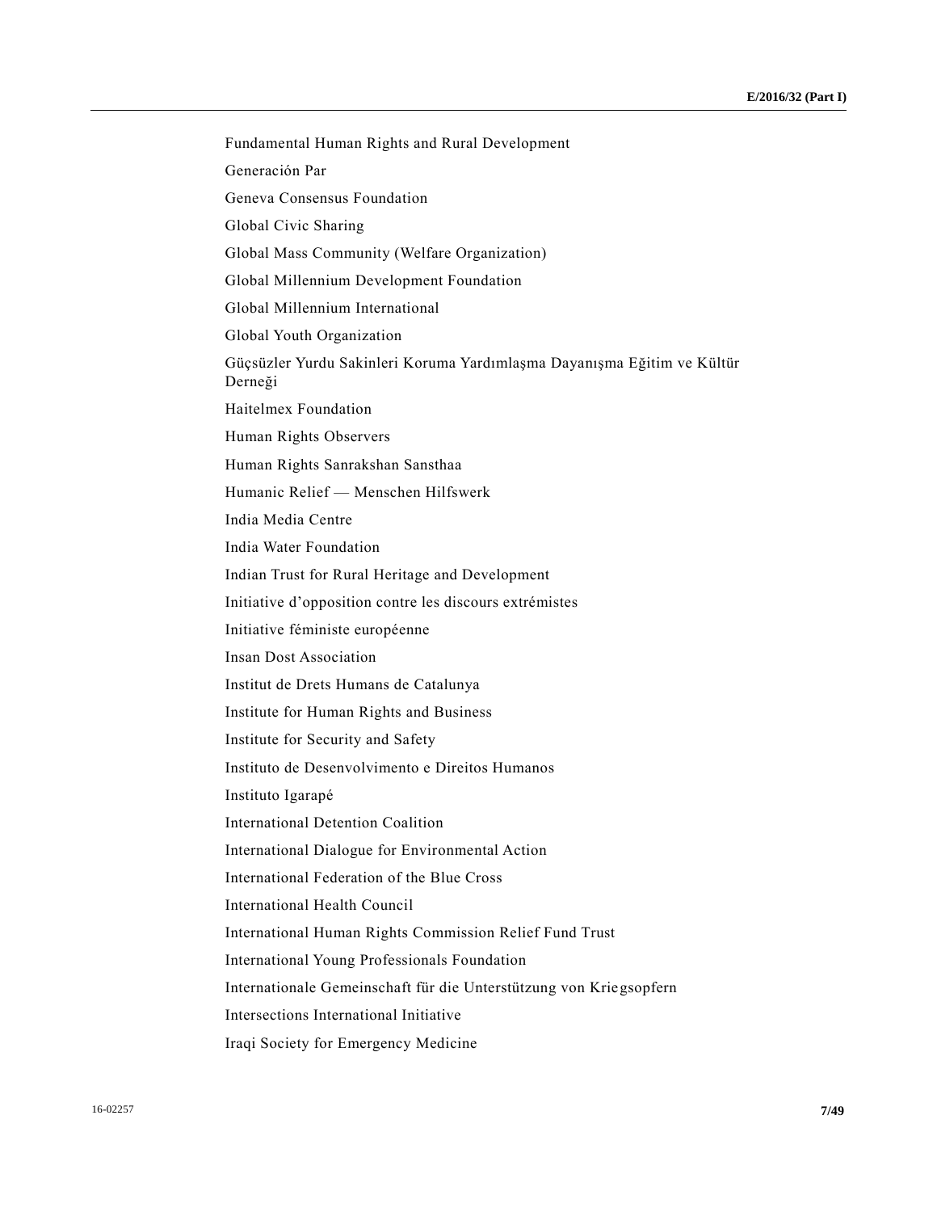Fundamental Human Rights and Rural Development

Generación Par

Geneva Consensus Foundation

Global Civic Sharing

Global Mass Community (Welfare Organization)

Global Millennium Development Foundation

Global Millennium International

Global Youth Organization

Güçsüzler Yurdu Sakinleri Koruma Yardımlaşma Dayanışma Eğitim ve Kültür Derneği

Haitelmex Foundation

Human Rights Observers

Human Rights Sanrakshan Sansthaa

Humanic Relief — Menschen Hilfswerk

India Media Centre

India Water Foundation

Indian Trust for Rural Heritage and Development

Initiative d'opposition contre les discours extrémistes

Initiative féministe européenne

Insan Dost Association

Institut de Drets Humans de Catalunya

Institute for Human Rights and Business

Institute for Security and Safety

Instituto de Desenvolvimento e Direitos Humanos

Instituto Igarapé

International Detention Coalition

International Dialogue for Environmental Action

International Federation of the Blue Cross

International Health Council

International Human Rights Commission Relief Fund Trust

International Young Professionals Foundation

Internationale Gemeinschaft für die Unterstützung von Kriegsopfern

Intersections International Initiative

Iraqi Society for Emergency Medicine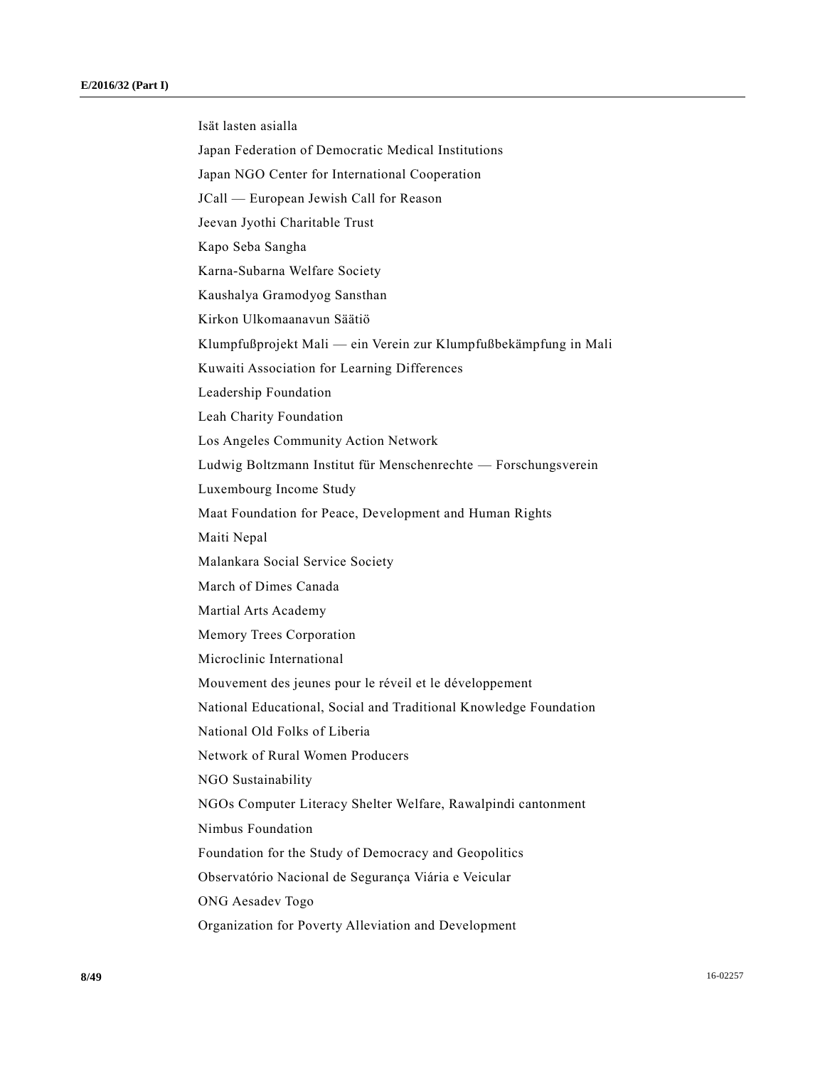Isät lasten asialla

Japan Federation of Democratic Medical Institutions

Japan NGO Center for International Cooperation

JCall — European Jewish Call for Reason

Jeevan Jyothi Charitable Trust

Kapo Seba Sangha

Karna-Subarna Welfare Society

Kaushalya Gramodyog Sansthan

Kirkon Ulkomaanavun Säätiö

Klumpfußprojekt Mali — ein Verein zur Klumpfußbekämpfung in Mali

Kuwaiti Association for Learning Differences

Leadership Foundation

Leah Charity Foundation

Los Angeles Community Action Network

Ludwig Boltzmann Institut für Menschenrechte — Forschungsverein

Luxembourg Income Study

Maat Foundation for Peace, Development and Human Rights

Maiti Nepal

Malankara Social Service Society

March of Dimes Canada

Martial Arts Academy

Memory Trees Corporation

Microclinic International

Mouvement des jeunes pour le réveil et le développement

National Educational, Social and Traditional Knowledge Foundation

National Old Folks of Liberia

Network of Rural Women Producers

NGO Sustainability

NGOs Computer Literacy Shelter Welfare, Rawalpindi cantonment

Nimbus Foundation

Foundation for the Study of Democracy and Geopolitics

Observatório Nacional de Segurança Viária e Veicular

ONG Aesadev Togo

Organization for Poverty Alleviation and Development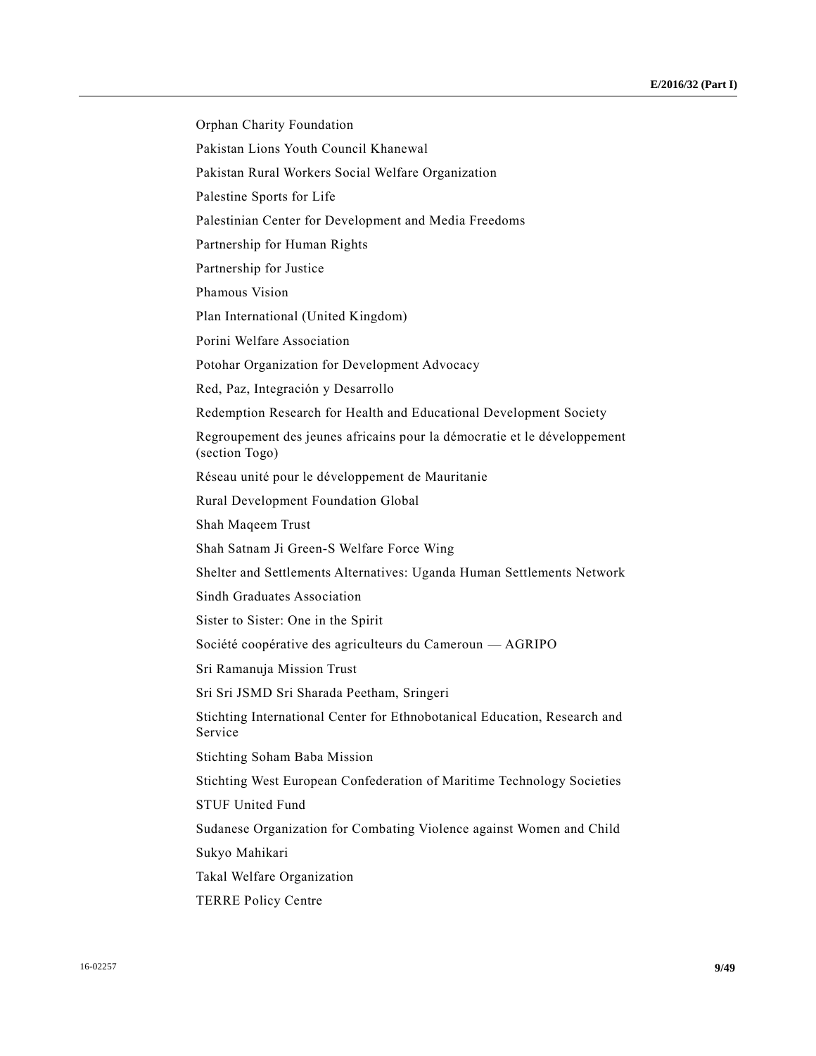Orphan Charity Foundation

Pakistan Lions Youth Council Khanewal

Pakistan Rural Workers Social Welfare Organization

Palestine Sports for Life

Palestinian Center for Development and Media Freedoms

Partnership for Human Rights

Partnership for Justice

Phamous Vision

Plan International (United Kingdom)

Porini Welfare Association

Potohar Organization for Development Advocacy

Red, Paz, Integración y Desarrollo

Redemption Research for Health and Educational Development Society

Regroupement des jeunes africains pour la démocratie et le développement (section Togo)

Réseau unité pour le développement de Mauritanie

Rural Development Foundation Global

Shah Maqeem Trust

Shah Satnam Ji Green-S Welfare Force Wing

Shelter and Settlements Alternatives: Uganda Human Settlements Network

Sindh Graduates Association

Sister to Sister: One in the Spirit

Société coopérative des agriculteurs du Cameroun — AGRIPO

Sri Ramanuja Mission Trust

Sri Sri JSMD Sri Sharada Peetham, Sringeri

Stichting International Center for Ethnobotanical Education, Research and Service

Stichting Soham Baba Mission

Stichting West European Confederation of Maritime Technology Societies

STUF United Fund

Sudanese Organization for Combating Violence against Women and Child

Sukyo Mahikari

Takal Welfare Organization

TERRE Policy Centre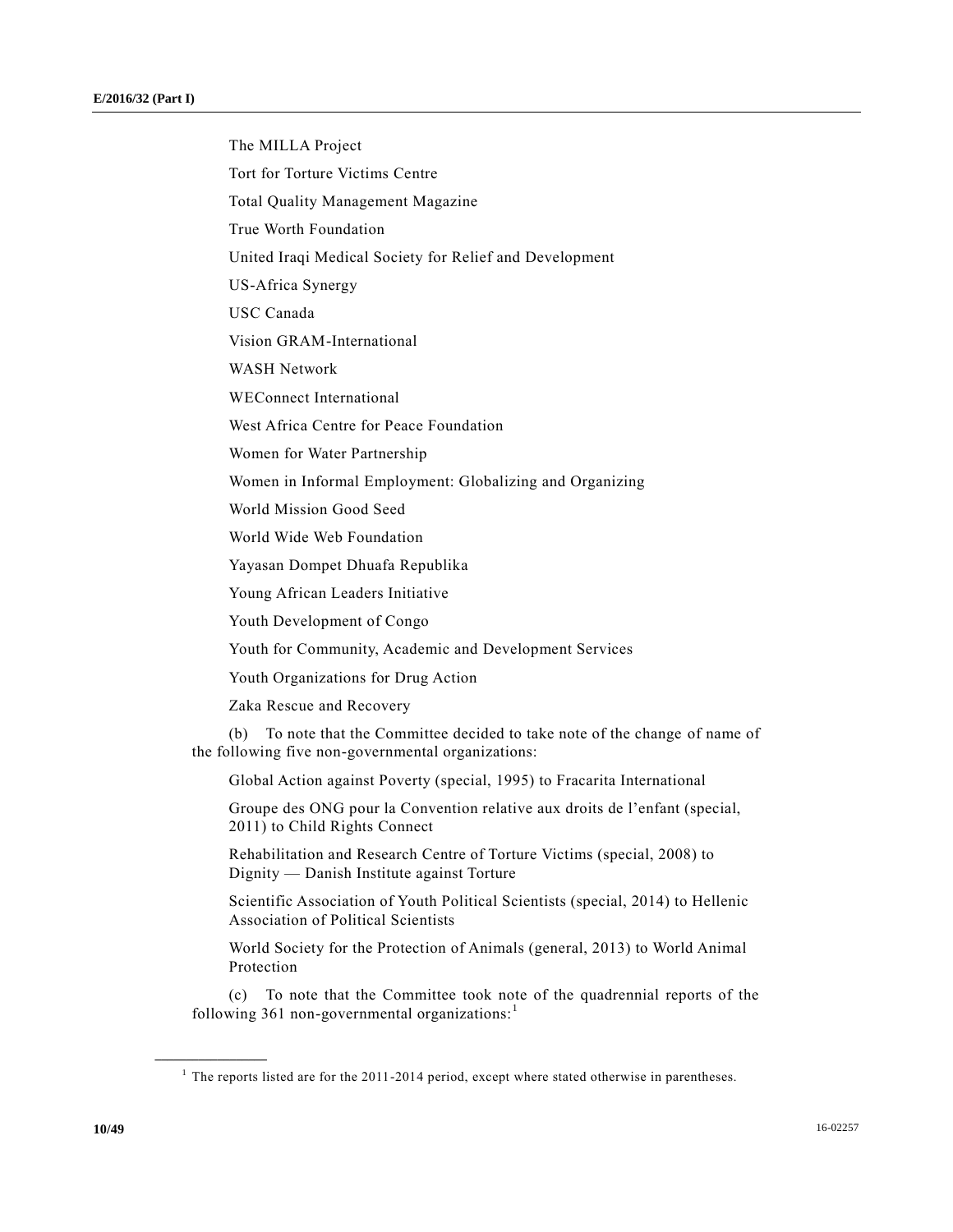The MILLA Project

Tort for Torture Victims Centre

Total Quality Management Magazine

True Worth Foundation

United Iraqi Medical Society for Relief and Development

US-Africa Synergy

USC Canada

Vision GRAM-International

WASH Network

WEConnect International

West Africa Centre for Peace Foundation

Women for Water Partnership

Women in Informal Employment: Globalizing and Organizing

World Mission Good Seed

World Wide Web Foundation

Yayasan Dompet Dhuafa Republika

Young African Leaders Initiative

Youth Development of Congo

Youth for Community, Academic and Development Services

Youth Organizations for Drug Action

Zaka Rescue and Recovery

(b) To note that the Committee decided to take note of the change of name of the following five non-governmental organizations:

Global Action against Poverty (special, 1995) to Fracarita International

Groupe des ONG pour la Convention relative aux droits de l'enfant (special, 2011) to Child Rights Connect

Rehabilitation and Research Centre of Torture Victims (special, 2008) to Dignity — Danish Institute against Torture

Scientific Association of Youth Political Scientists (special, 2014) to Hellenic Association of Political Scientists

World Society for the Protection of Animals (general, 2013) to World Animal Protection

(c) To note that the Committee took note of the quadrennial reports of the following 361 non-governmental organizations:[1]

[1] The reports listed are for the 2011-2014 period, except where stated otherwise in parentheses.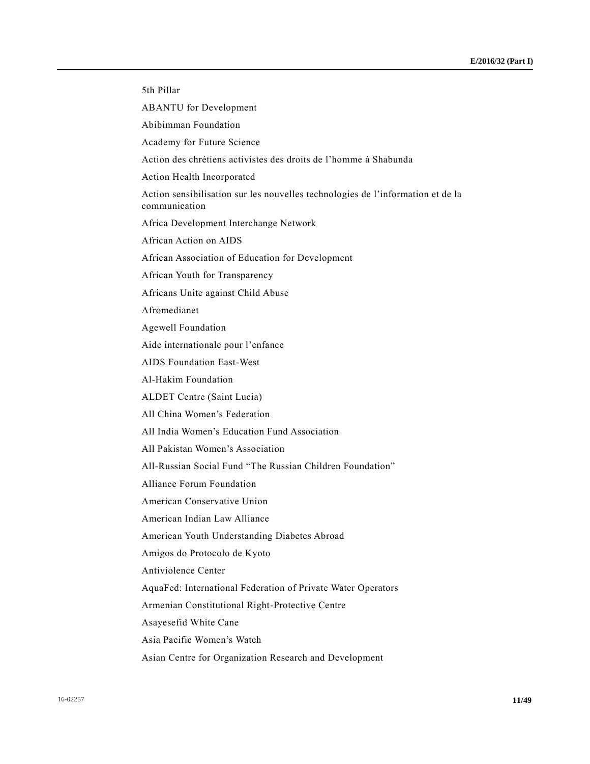5th Pillar

ABANTU for Development

Abibimman Foundation

Academy for Future Science

Action des chrétiens activistes des droits de l'homme à Shabunda

Action Health Incorporated

Action sensibilisation sur les nouvelles technologies de l'information et de la communication

Africa Development Interchange Network

African Action on AIDS

African Association of Education for Development

African Youth for Transparency

Africans Unite against Child Abuse

Afromedianet

Agewell Foundation

Aide internationale pour l'enfance

AIDS Foundation East-West

Al-Hakim Foundation

ALDET Centre (Saint Lucia)

All China Women's Federation

All India Women's Education Fund Association

All Pakistan Women's Association

All-Russian Social Fund "The Russian Children Foundation"

Alliance Forum Foundation

American Conservative Union

American Indian Law Alliance

American Youth Understanding Diabetes Abroad

Amigos do Protocolo de Kyoto

Antiviolence Center

AquaFed: International Federation of Private Water Operators

Armenian Constitutional Right-Protective Centre

Asayesefid White Cane

Asia Pacific Women's Watch

Asian Centre for Organization Research and Development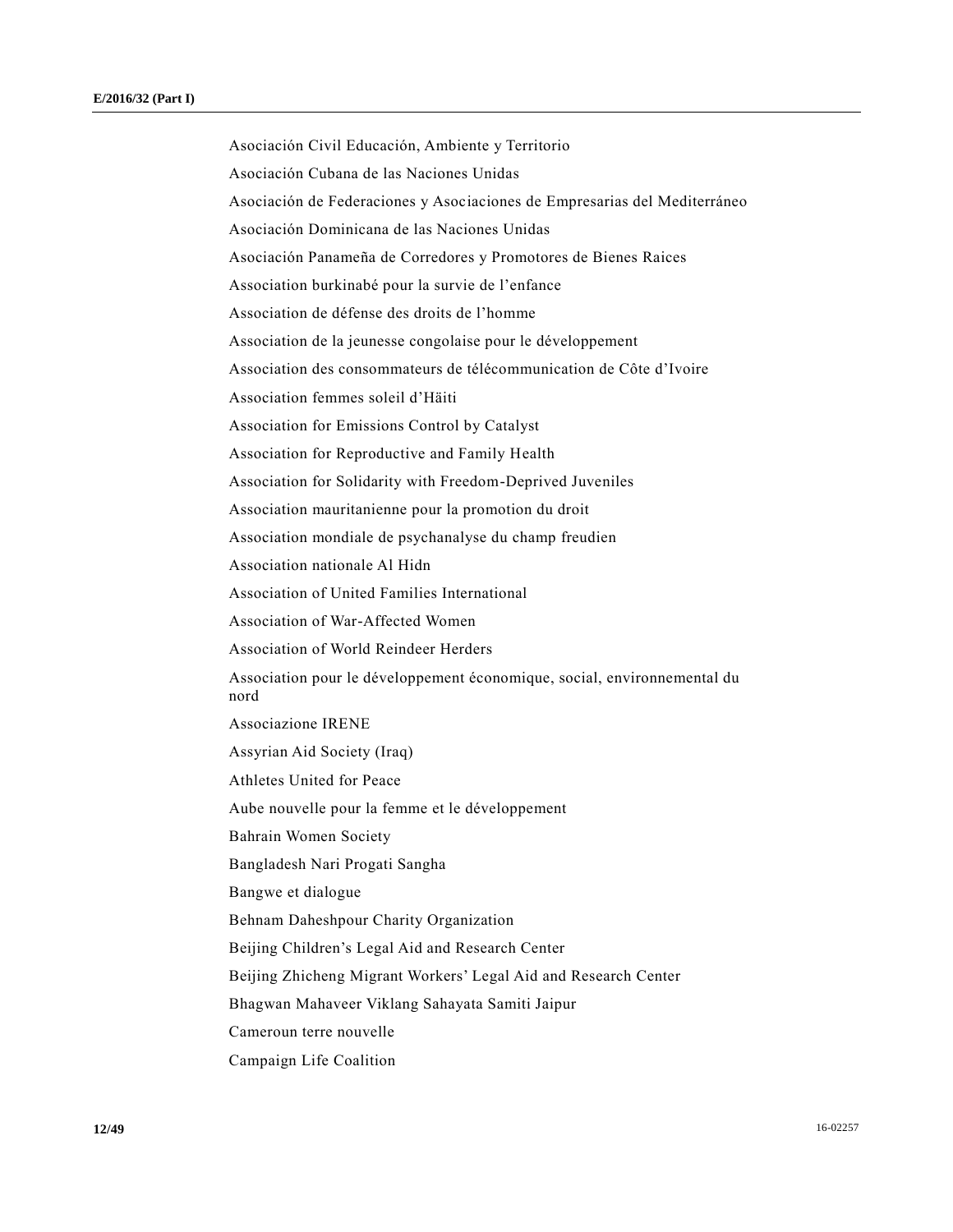Asociación Civil Educación, Ambiente y Territorio

Asociación Cubana de las Naciones Unidas

Asociación de Federaciones y Asociaciones de Empresarias del Mediterráneo

Asociación Dominicana de las Naciones Unidas

Asociación Panameña de Corredores y Promotores de Bienes Raices

Association burkinabé pour la survie de l'enfance

Association de défense des droits de l'homme

Association de la jeunesse congolaise pour le développement

Association des consommateurs de télécommunication de Côte d'Ivoire

Association femmes soleil d'Häiti

Association for Emissions Control by Catalyst

Association for Reproductive and Family Health

Association for Solidarity with Freedom-Deprived Juveniles

Association mauritanienne pour la promotion du droit

Association mondiale de psychanalyse du champ freudien

Association nationale Al Hidn

Association of United Families International

Association of War-Affected Women

Association of World Reindeer Herders

Association pour le développement économique, social, environnemental du nord

Associazione IRENE

Assyrian Aid Society (Iraq)

Athletes United for Peace

Aube nouvelle pour la femme et le développement

Bahrain Women Society

Bangladesh Nari Progati Sangha

Bangwe et dialogue

Behnam Daheshpour Charity Organization

Beijing Children's Legal Aid and Research Center

Beijing Zhicheng Migrant Workers' Legal Aid and Research Center

Bhagwan Mahaveer Viklang Sahayata Samiti Jaipur

Cameroun terre nouvelle

Campaign Life Coalition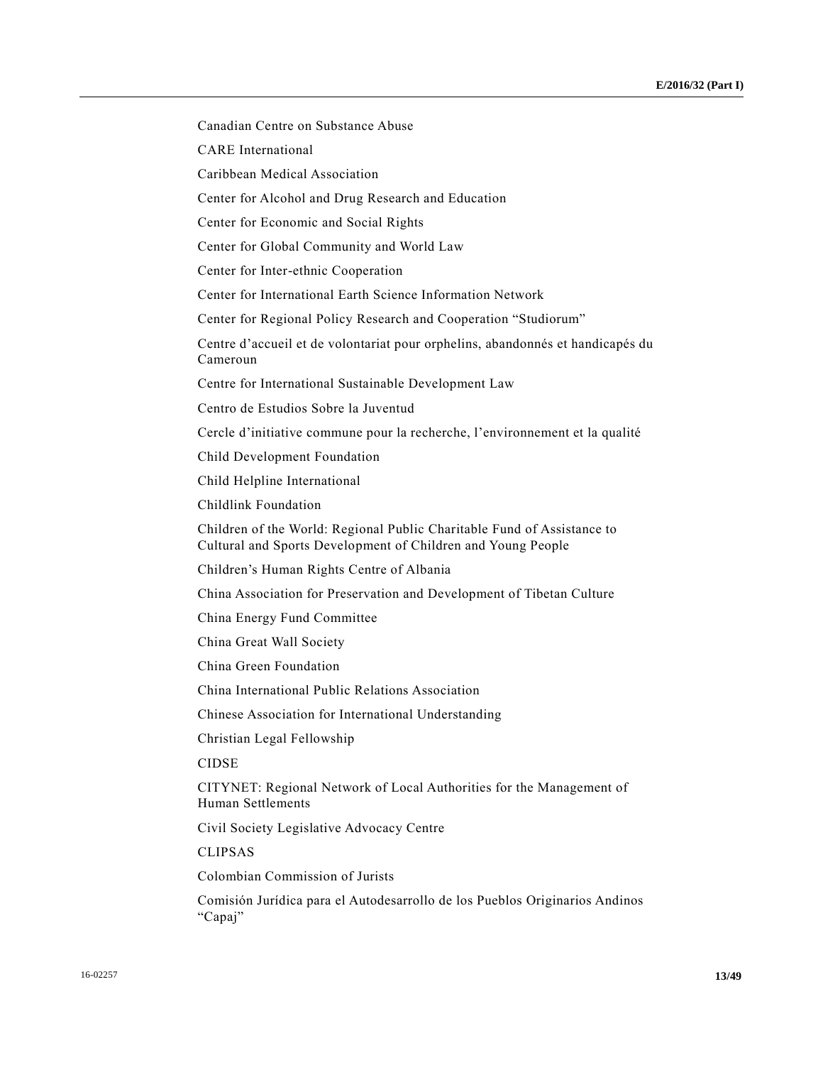Canadian Centre on Substance Abuse

CARE International

Caribbean Medical Association

Center for Alcohol and Drug Research and Education

Center for Economic and Social Rights

Center for Global Community and World Law

Center for Inter-ethnic Cooperation

Center for International Earth Science Information Network

Center for Regional Policy Research and Cooperation “Studiorum”

Centre d’accueil et de volontariat pour orphelins, abandonnés et handicapés du Cameroun

Centre for International Sustainable Development Law

Centro de Estudios Sobre la Juventud

Cercle d’initiative commune pour la recherche, l’environnement et la qualité

Child Development Foundation

Child Helpline International

Childlink Foundation

Children of the World: Regional Public Charitable Fund of Assistance to Cultural and Sports Development of Children and Young People

Children’s Human Rights Centre of Albania

China Association for Preservation and Development of Tibetan Culture

China Energy Fund Committee

China Great Wall Society

China Green Foundation

China International Public Relations Association

Chinese Association for International Understanding

Christian Legal Fellowship

CIDSE

CITYNET: Regional Network of Local Authorities for the Management of Human Settlements

Civil Society Legislative Advocacy Centre

CLIPSAS

Colombian Commission of Jurists

Comisión Jurídica para el Autodesarrollo de los Pueblos Originarios Andinos “Capaj”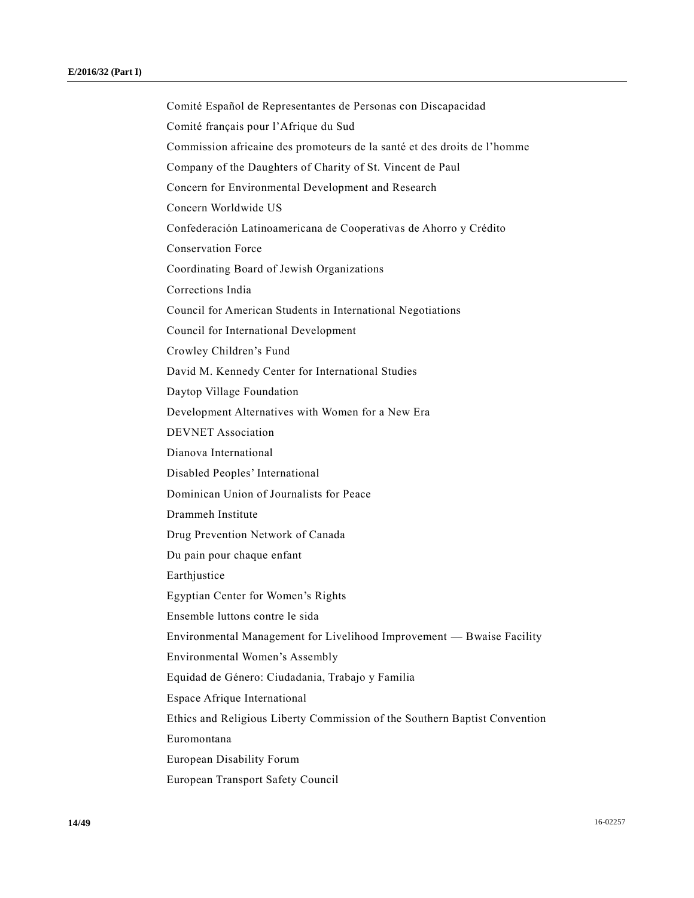Comité Español de Representantes de Personas con Discapacidad

Comité français pour l'Afrique du Sud

Commission africaine des promoteurs de la santé et des droits de l'homme

Company of the Daughters of Charity of St. Vincent de Paul

Concern for Environmental Development and Research

Concern Worldwide US

Confederación Latinoamericana de Cooperativas de Ahorro y Crédito

Conservation Force

Coordinating Board of Jewish Organizations

Corrections India

Council for American Students in International Negotiations

Council for International Development

Crowley Children's Fund

David M. Kennedy Center for International Studies

Daytop Village Foundation

Development Alternatives with Women for a New Era

DEVNET Association

Dianova International

Disabled Peoples' International

Dominican Union of Journalists for Peace

Drammeh Institute

Drug Prevention Network of Canada

Du pain pour chaque enfant

Earthjustice

Egyptian Center for Women's Rights

Ensemble luttons contre le sida

Environmental Management for Livelihood Improvement — Bwaise Facility

Environmental Women's Assembly

Equidad de Género: Ciudadania, Trabajo y Familia

Espace Afrique International

Ethics and Religious Liberty Commission of the Southern Baptist Convention

Euromontana

European Disability Forum

European Transport Safety Council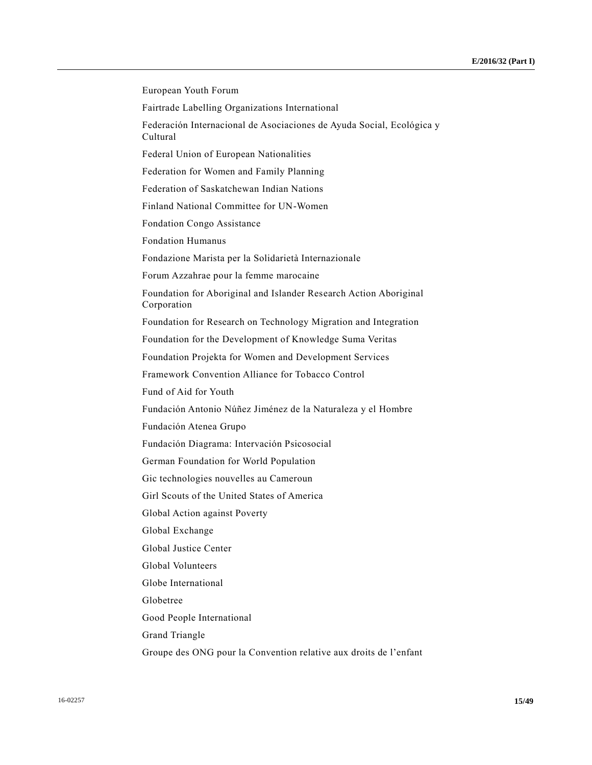European Youth Forum

Fairtrade Labelling Organizations International

Federación Internacional de Asociaciones de Ayuda Social, Ecológica y Cultural

Federal Union of European Nationalities

Federation for Women and Family Planning

Federation of Saskatchewan Indian Nations

Finland National Committee for UN-Women

Fondation Congo Assistance

Fondation Humanus

Fondazione Marista per la Solidarietà Internazionale

Forum Azzahrae pour la femme marocaine

Foundation for Aboriginal and Islander Research Action Aboriginal Corporation

Foundation for Research on Technology Migration and Integration

Foundation for the Development of Knowledge Suma Veritas

Foundation Projekta for Women and Development Services

Framework Convention Alliance for Tobacco Control

Fund of Aid for Youth

Fundación Antonio Núñez Jiménez de la Naturaleza y el Hombre

Fundación Atenea Grupo

Fundación Diagrama: Intervación Psicosocial

German Foundation for World Population

Gic technologies nouvelles au Cameroun

Girl Scouts of the United States of America

Global Action against Poverty

Global Exchange

Global Justice Center

Global Volunteers

Globe International

Globetree

Good People International

Grand Triangle

Groupe des ONG pour la Convention relative aux droits de l'enfant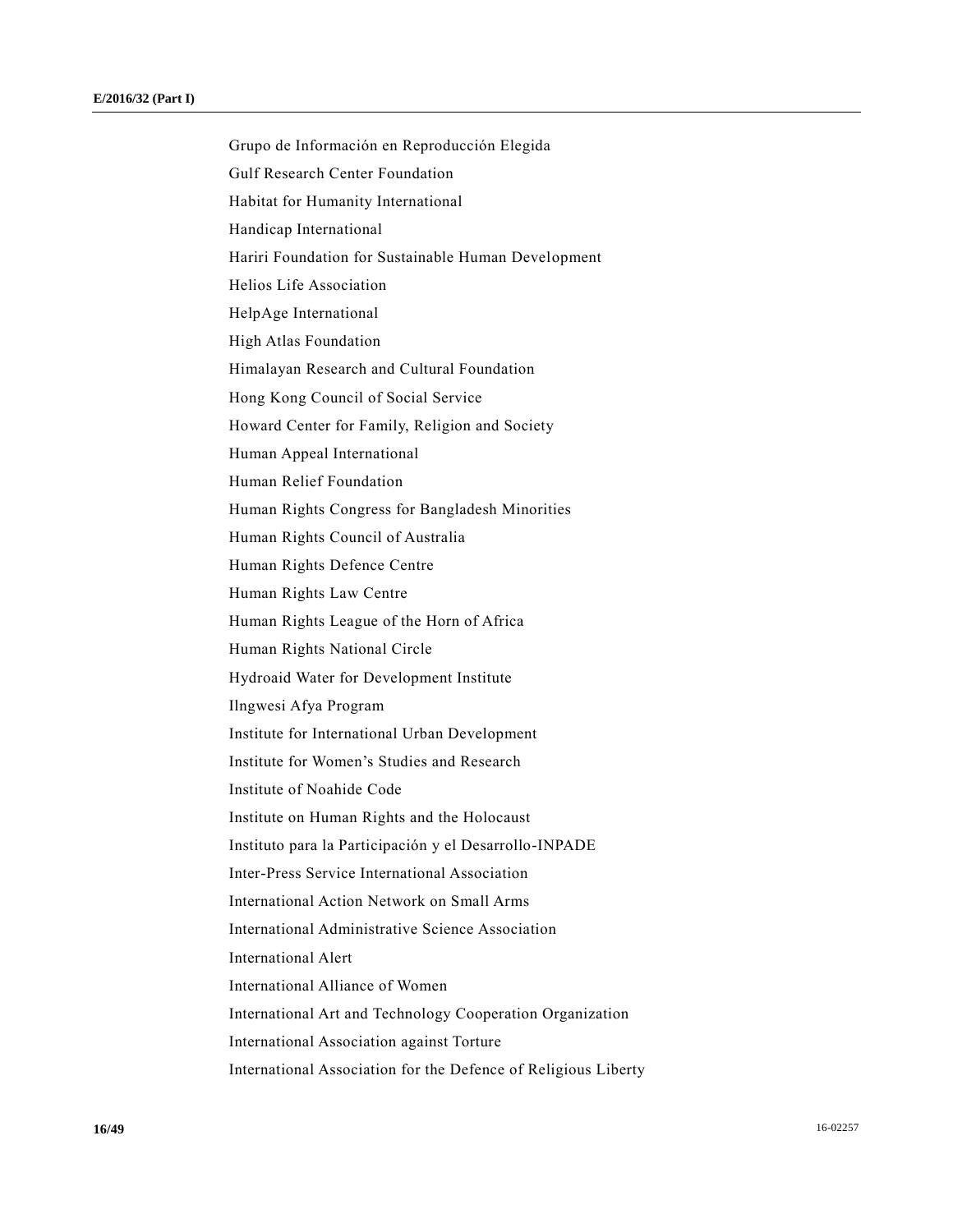Grupo de Información en Reproducción Elegida

Gulf Research Center Foundation

Habitat for Humanity International

Handicap International

Hariri Foundation for Sustainable Human Development

Helios Life Association

HelpAge International

High Atlas Foundation

Himalayan Research and Cultural Foundation

Hong Kong Council of Social Service

Howard Center for Family, Religion and Society

Human Appeal International

Human Relief Foundation

Human Rights Congress for Bangladesh Minorities

Human Rights Council of Australia

Human Rights Defence Centre

Human Rights Law Centre

Human Rights League of the Horn of Africa

Human Rights National Circle

Hydroaid Water for Development Institute

Ilngwesi Afya Program

Institute for International Urban Development

Institute for Women's Studies and Research

Institute of Noahide Code

Institute on Human Rights and the Holocaust

Instituto para la Participación y el Desarrollo-INPADE

Inter-Press Service International Association

International Action Network on Small Arms

International Administrative Science Association

International Alert

International Alliance of Women

International Art and Technology Cooperation Organization

International Association against Torture

International Association for the Defence of Religious Liberty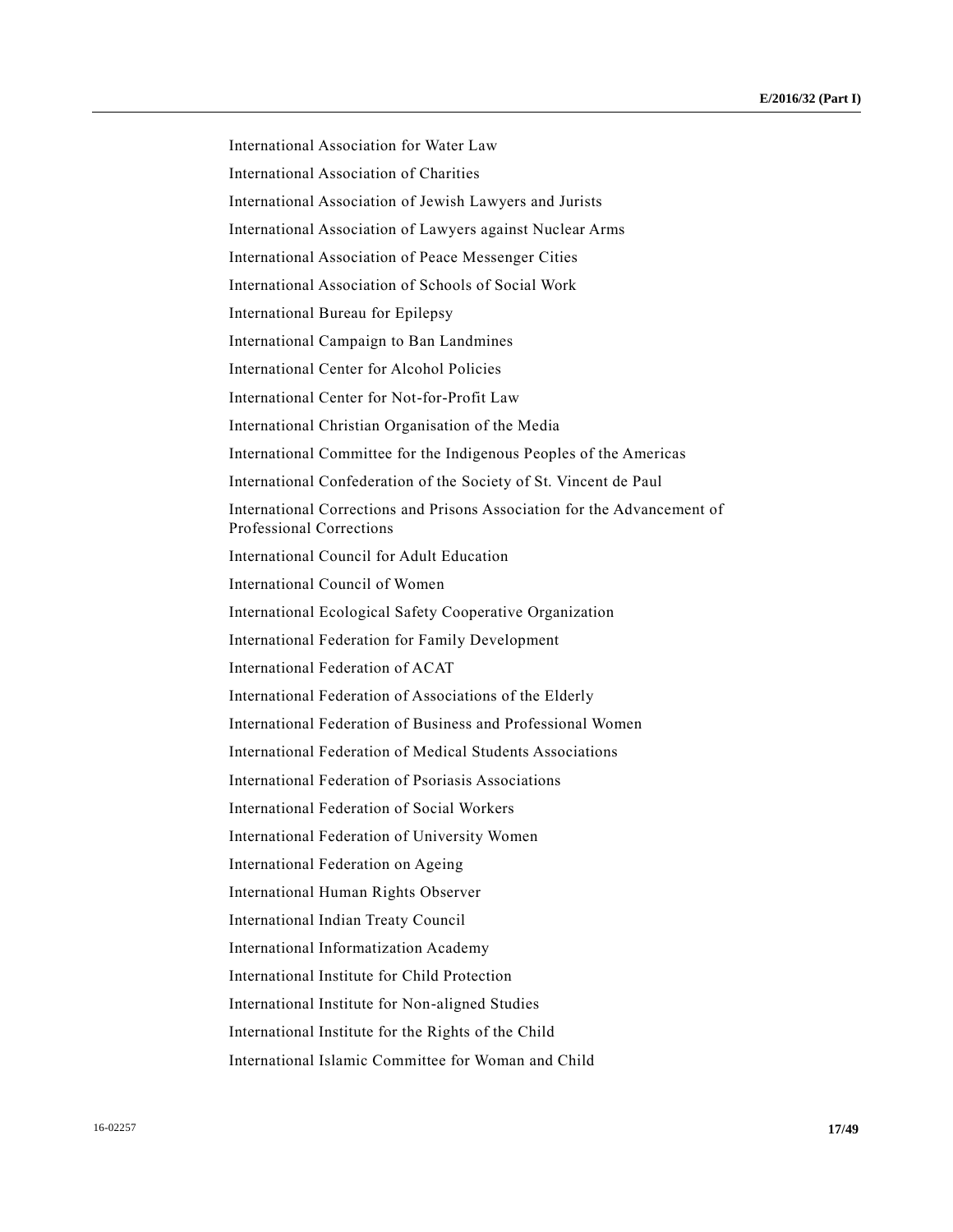International Association for Water Law

International Association of Charities

International Association of Jewish Lawyers and Jurists

International Association of Lawyers against Nuclear Arms

International Association of Peace Messenger Cities

International Association of Schools of Social Work

International Bureau for Epilepsy

International Campaign to Ban Landmines

International Center for Alcohol Policies

International Center for Not-for-Profit Law

International Christian Organisation of the Media

International Committee for the Indigenous Peoples of the Americas

International Confederation of the Society of St. Vincent de Paul

International Corrections and Prisons Association for the Advancement of Professional Corrections

International Council for Adult Education

International Council of Women

International Ecological Safety Cooperative Organization

International Federation for Family Development

International Federation of ACAT

International Federation of Associations of the Elderly

International Federation of Business and Professional Women

International Federation of Medical Students Associations

International Federation of Psoriasis Associations

International Federation of Social Workers

International Federation of University Women

International Federation on Ageing

International Human Rights Observer

International Indian Treaty Council

International Informatization Academy

International Institute for Child Protection

International Institute for Non-aligned Studies

International Institute for the Rights of the Child

International Islamic Committee for Woman and Child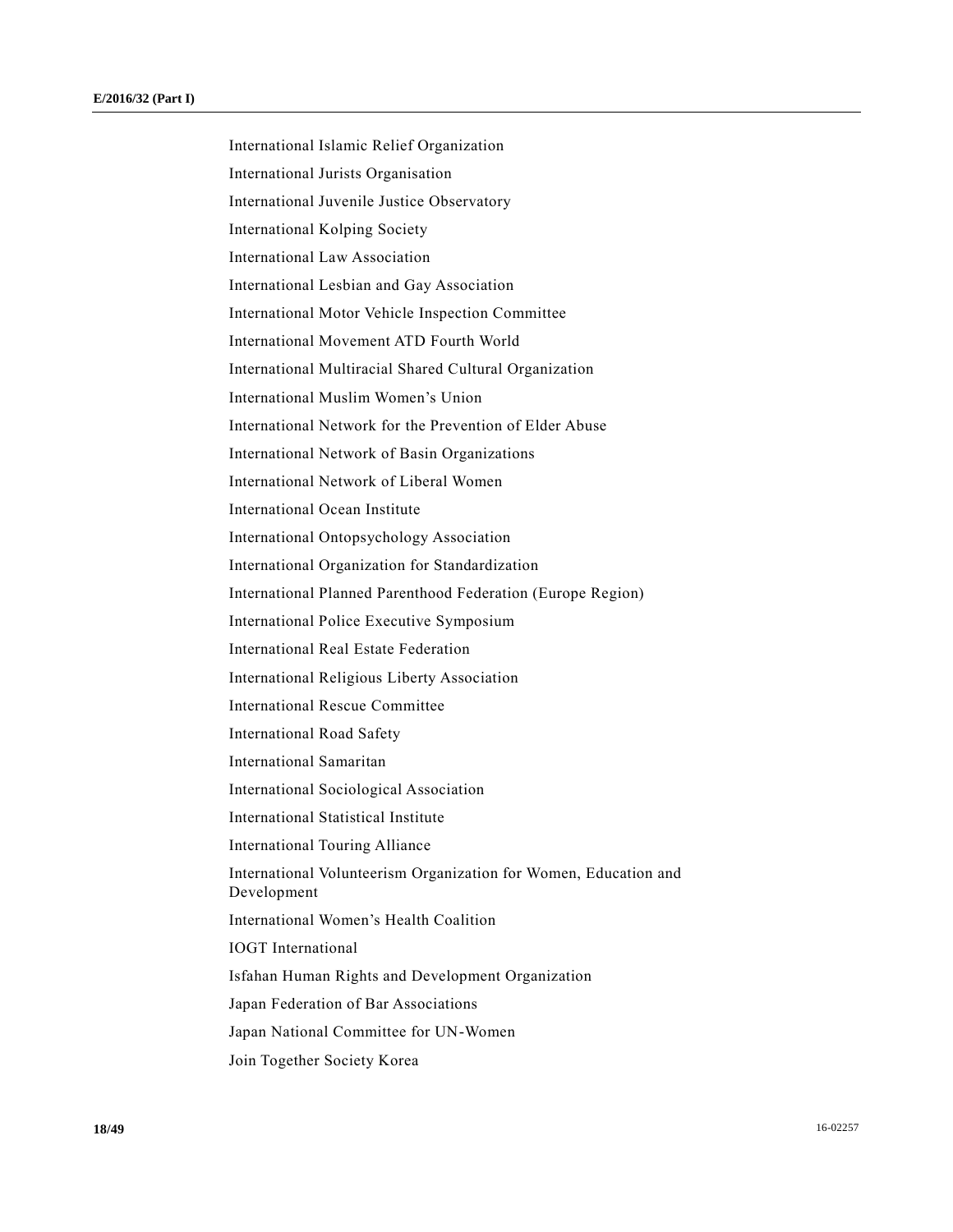International Islamic Relief Organization

International Jurists Organisation

International Juvenile Justice Observatory

International Kolping Society

International Law Association

International Lesbian and Gay Association

International Motor Vehicle Inspection Committee

International Movement ATD Fourth World

International Multiracial Shared Cultural Organization

International Muslim Women's Union

International Network for the Prevention of Elder Abuse

International Network of Basin Organizations

International Network of Liberal Women

International Ocean Institute

International Ontopsychology Association

International Organization for Standardization

International Planned Parenthood Federation (Europe Region)

International Police Executive Symposium

International Real Estate Federation

International Religious Liberty Association

International Rescue Committee

International Road Safety

International Samaritan

International Sociological Association

International Statistical Institute

International Touring Alliance

International Volunteerism Organization for Women, Education and Development

International Women's Health Coalition

IOGT International

Isfahan Human Rights and Development Organization

Japan Federation of Bar Associations

Japan National Committee for UN-Women

Join Together Society Korea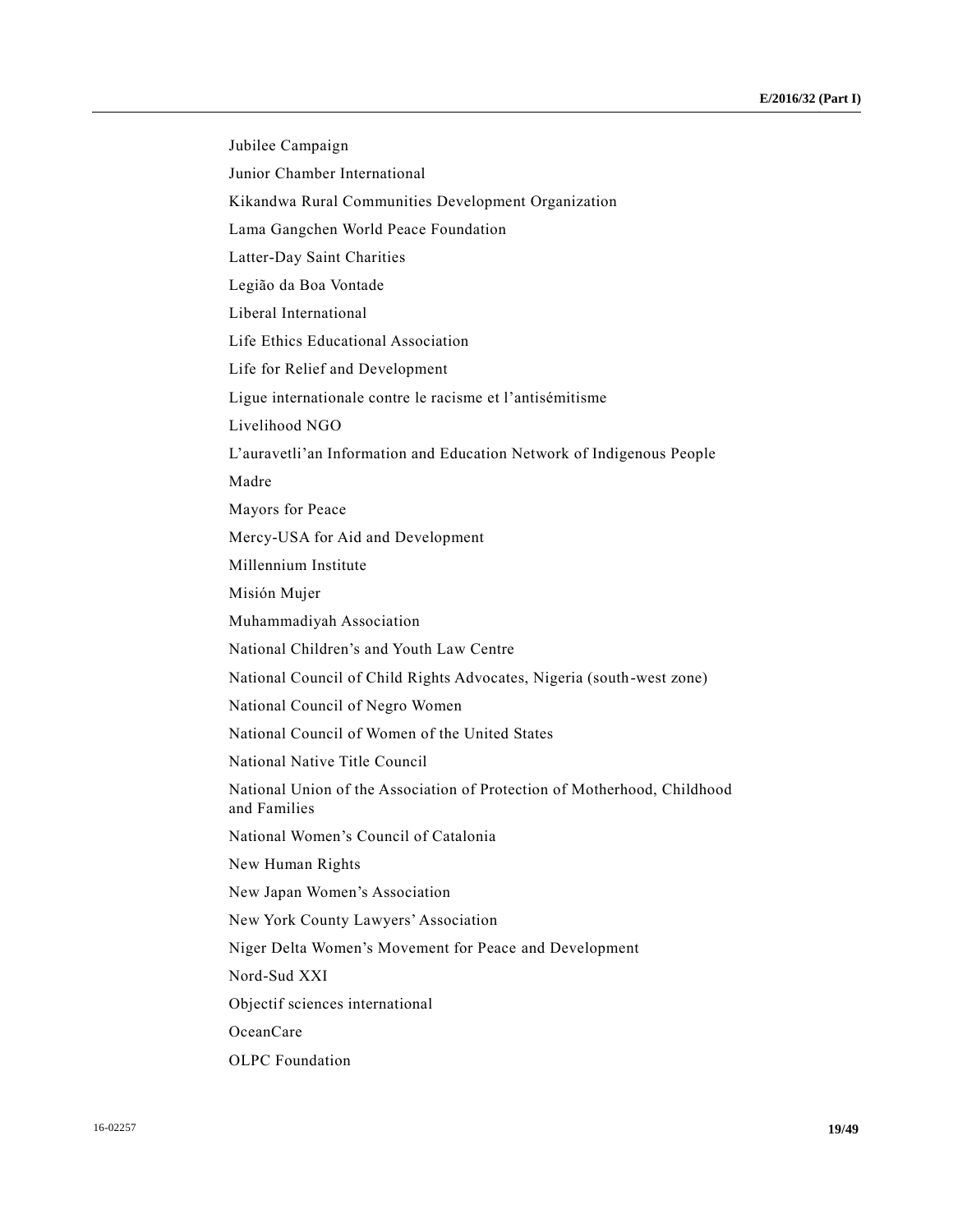Jubilee Campaign

Junior Chamber International

Kikandwa Rural Communities Development Organization

Lama Gangchen World Peace Foundation

Latter-Day Saint Charities

Legião da Boa Vontade

Liberal International

Life Ethics Educational Association

Life for Relief and Development

Ligue internationale contre le racisme et l'antisémitisme

Livelihood NGO

L'auravetli'an Information and Education Network of Indigenous People

Madre

Mayors for Peace

Mercy-USA for Aid and Development

Millennium Institute

Misión Mujer

Muhammadiyah Association

National Children's and Youth Law Centre

National Council of Child Rights Advocates, Nigeria (south-west zone)

National Council of Negro Women

National Council of Women of the United States

National Native Title Council

National Union of the Association of Protection of Motherhood, Childhood and Families

National Women's Council of Catalonia

New Human Rights

New Japan Women's Association

New York County Lawyers' Association

Niger Delta Women's Movement for Peace and Development

Nord-Sud XXI

Objectif sciences international

OceanCare

OLPC Foundation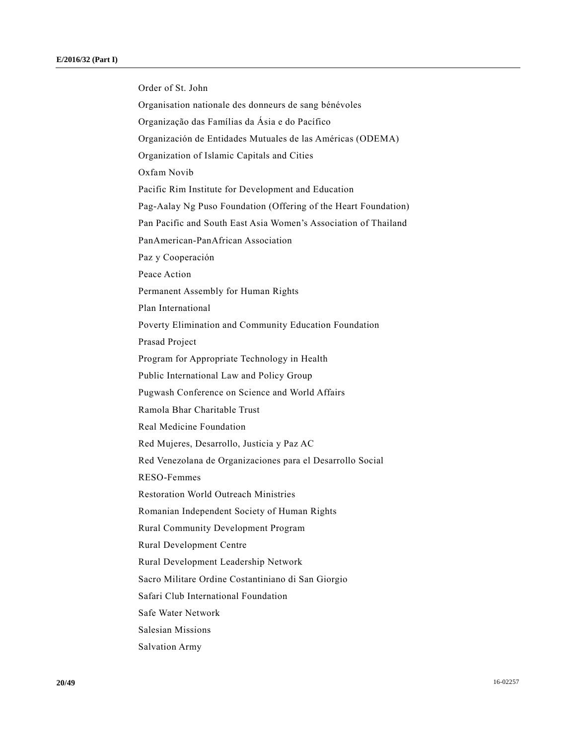Order of St. John

Organisation nationale des donneurs de sang bénévoles

Organização das Famílias da Ásia e do Pacífico

Organización de Entidades Mutuales de las Américas (ODEMA)

Organization of Islamic Capitals and Cities

Oxfam Novib

Pacific Rim Institute for Development and Education

Pag-Aalay Ng Puso Foundation (Offering of the Heart Foundation)

Pan Pacific and South East Asia Women's Association of Thailand

PanAmerican-PanAfrican Association

Paz y Cooperación

Peace Action

Permanent Assembly for Human Rights

Plan International

Poverty Elimination and Community Education Foundation

Prasad Project

Program for Appropriate Technology in Health

Public International Law and Policy Group

Pugwash Conference on Science and World Affairs

Ramola Bhar Charitable Trust

Real Medicine Foundation

Red Mujeres, Desarrollo, Justicia y Paz AC

Red Venezolana de Organizaciones para el Desarrollo Social

RESO-Femmes

Restoration World Outreach Ministries

Romanian Independent Society of Human Rights

Rural Community Development Program

Rural Development Centre

Rural Development Leadership Network

Sacro Militare Ordine Costantiniano di San Giorgio

Safari Club International Foundation

Safe Water Network

Salesian Missions

Salvation Army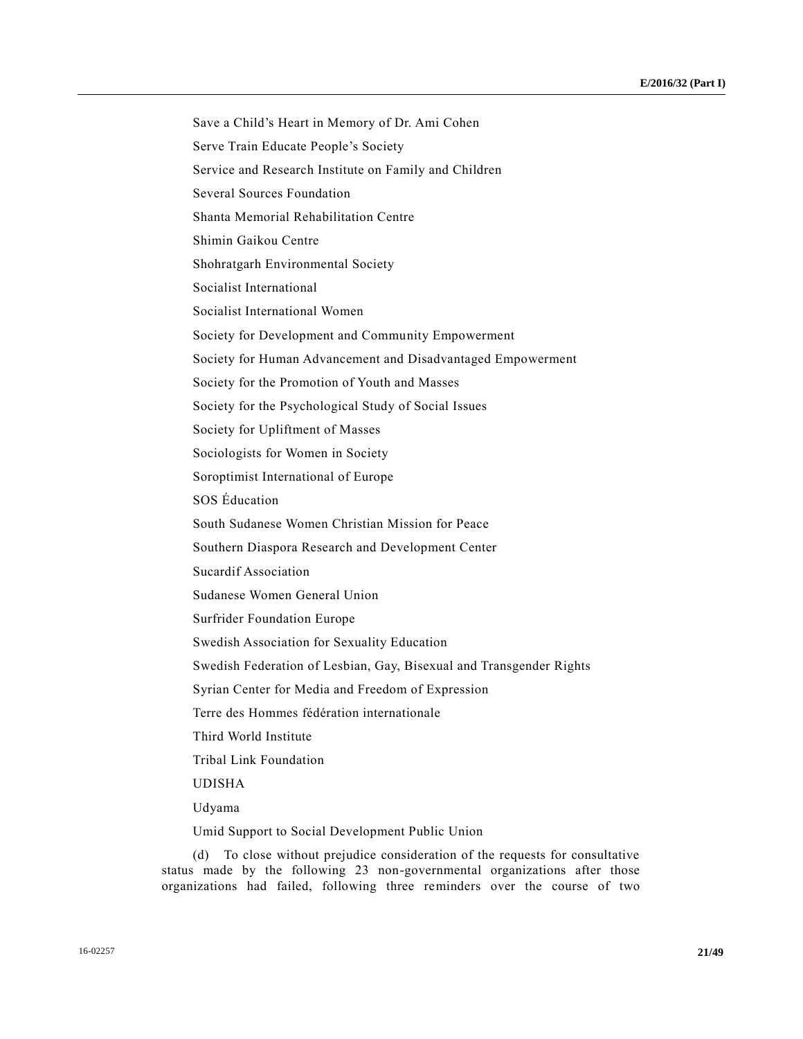Save a Child's Heart in Memory of Dr. Ami Cohen

Serve Train Educate People's Society

Service and Research Institute on Family and Children

Several Sources Foundation

Shanta Memorial Rehabilitation Centre

Shimin Gaikou Centre

Shohratgarh Environmental Society

Socialist International

Socialist International Women

Society for Development and Community Empowerment

Society for Human Advancement and Disadvantaged Empowerment

Society for the Promotion of Youth and Masses

Society for the Psychological Study of Social Issues

Society for Upliftment of Masses

Sociologists for Women in Society

Soroptimist International of Europe

SOS Éducation

South Sudanese Women Christian Mission for Peace

Southern Diaspora Research and Development Center

Sucardif Association

Sudanese Women General Union

Surfrider Foundation Europe

Swedish Association for Sexuality Education

Swedish Federation of Lesbian, Gay, Bisexual and Transgender Rights

Syrian Center for Media and Freedom of Expression

Terre des Hommes fédération internationale

Third World Institute

Tribal Link Foundation

UDISHA

Udyama

Umid Support to Social Development Public Union

(d) To close without prejudice consideration of the requests for consultative status made by the following 23 non-governmental organizations after those organizations had failed, following three reminders over the course of two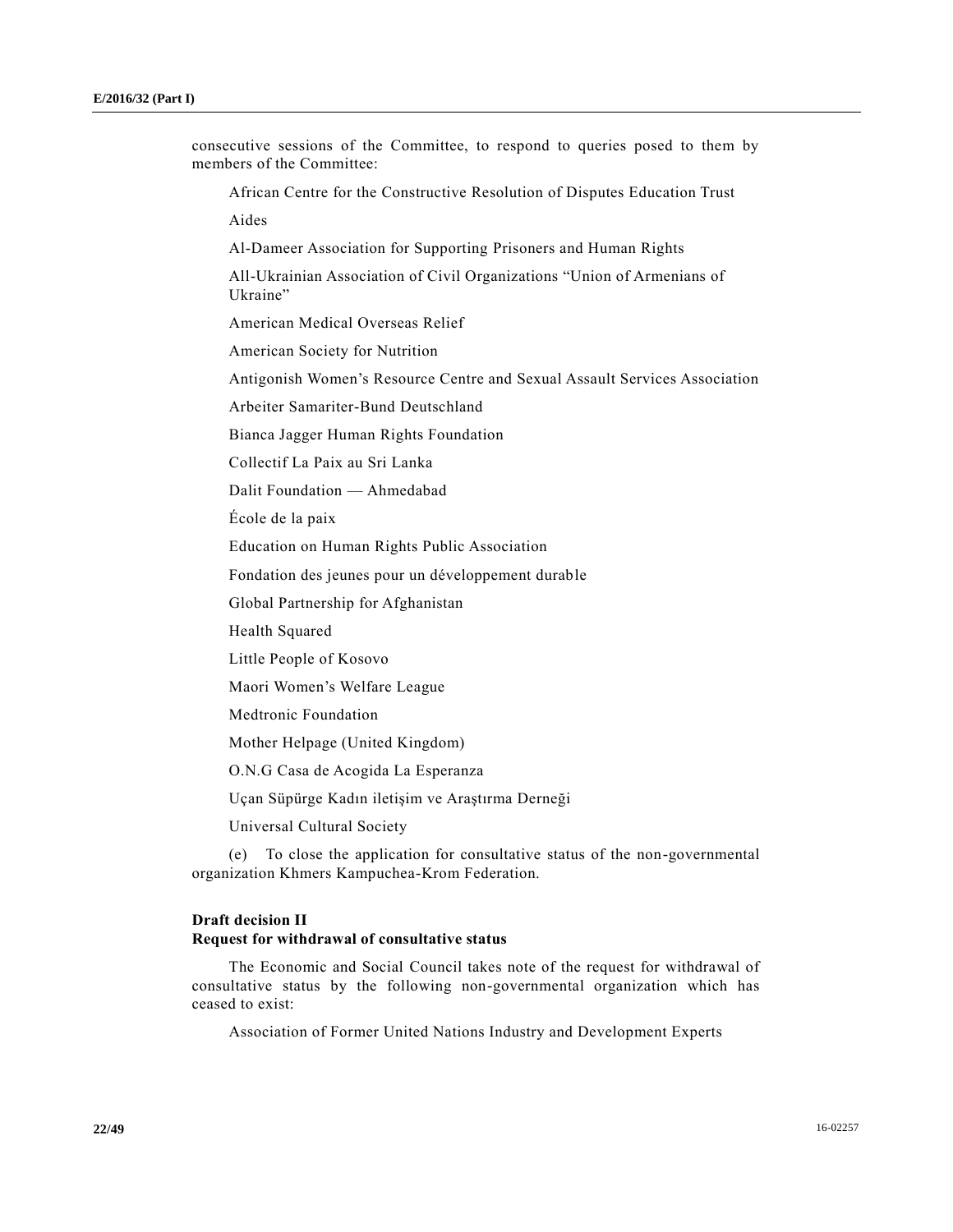consecutive sessions of the Committee, to respond to queries posed to them by members of the Committee:

African Centre for the Constructive Resolution of Disputes Education Trust

Aides

Al-Dameer Association for Supporting Prisoners and Human Rights

All-Ukrainian Association of Civil Organizations “Union of Armenians of Ukraine”

American Medical Overseas Relief

American Society for Nutrition

Antigonish Women’s Resource Centre and Sexual Assault Services Association

Arbeiter Samariter-Bund Deutschland

Bianca Jagger Human Rights Foundation

Collectif La Paix au Sri Lanka

Dalit Foundation — Ahmedabad

École de la paix

Education on Human Rights Public Association

Fondation des jeunes pour un développement durable

Global Partnership for Afghanistan

Health Squared

Little People of Kosovo

Maori Women’s Welfare League

Medtronic Foundation

Mother Helpage (United Kingdom)

O.N.G Casa de Acogida La Esperanza

Uçan Süpürge Kadın iletişim ve Araştırma Derneği

Universal Cultural Society

(e) To close the application for consultative status of the non-governmental organization Khmers Kampuchea-Krom Federation.

**Draft decision II**
**Request for withdrawal of consultative status**

The Economic and Social Council takes note of the request for withdrawal of consultative status by the following non-governmental organization which has ceased to exist:

Association of Former United Nations Industry and Development Experts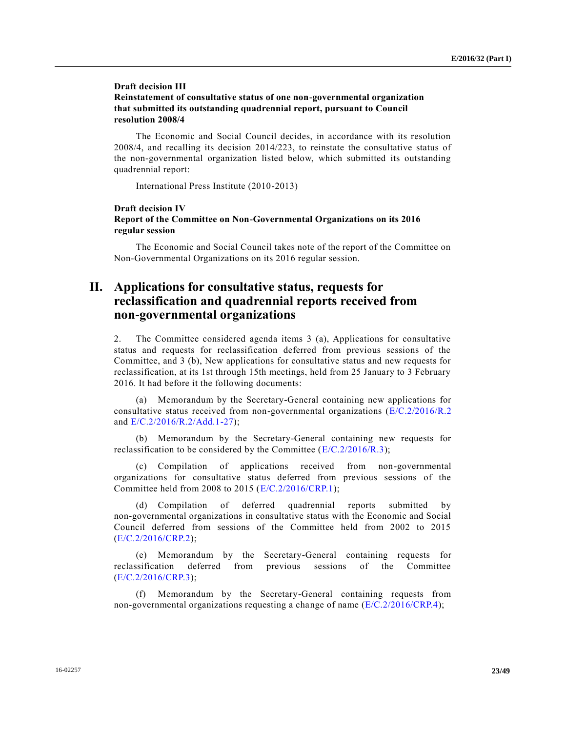**Draft decision III**
**Reinstatement of consultative status of one non-governmental organization that submitted its outstanding quadrennial report, pursuant to Council resolution 2008/4**

The Economic and Social Council decides, in accordance with its resolution 2008/4, and recalling its decision 2014/223, to reinstate the consultative status of the non-governmental organization listed below, which submitted its outstanding quadrennial report:

International Press Institute (2010-2013)

**Draft decision IV**
**Report of the Committee on Non-Governmental Organizations on its 2016 regular session**

The Economic and Social Council takes note of the report of the Committee on Non-Governmental Organizations on its 2016 regular session.

# II. Applications for consultative status, requests for reclassification and quadrennial reports received from non-governmental organizations

2. The Committee considered agenda items 3 (a), Applications for consultative status and requests for reclassification deferred from previous sessions of the Committee, and 3 (b), New applications for consultative status and new requests for reclassification, at its 1st through 15th meetings, held from 25 January to 3 February 2016. It had before it the following documents:

(a) Memorandum by the Secretary-General containing new applications for consultative status received from non-governmental organizations (E/C.2/2016/R.2 and E/C.2/2016/R.2/Add.1-27);

(b) Memorandum by the Secretary-General containing new requests for reclassification to be considered by the Committee (E/C.2/2016/R.3);

(c) Compilation of applications received from non-governmental organizations for consultative status deferred from previous sessions of the Committee held from 2008 to 2015 (E/C.2/2016/CRP.1);

(d) Compilation of deferred quadrennial reports submitted by non-governmental organizations in consultative status with the Economic and Social Council deferred from sessions of the Committee held from 2002 to 2015 (E/C.2/2016/CRP.2);

(e) Memorandum by the Secretary-General containing requests for reclassification deferred from previous sessions of the Committee (E/C.2/2016/CRP.3);

(f) Memorandum by the Secretary-General containing requests from non-governmental organizations requesting a change of name (E/C.2/2016/CRP.4);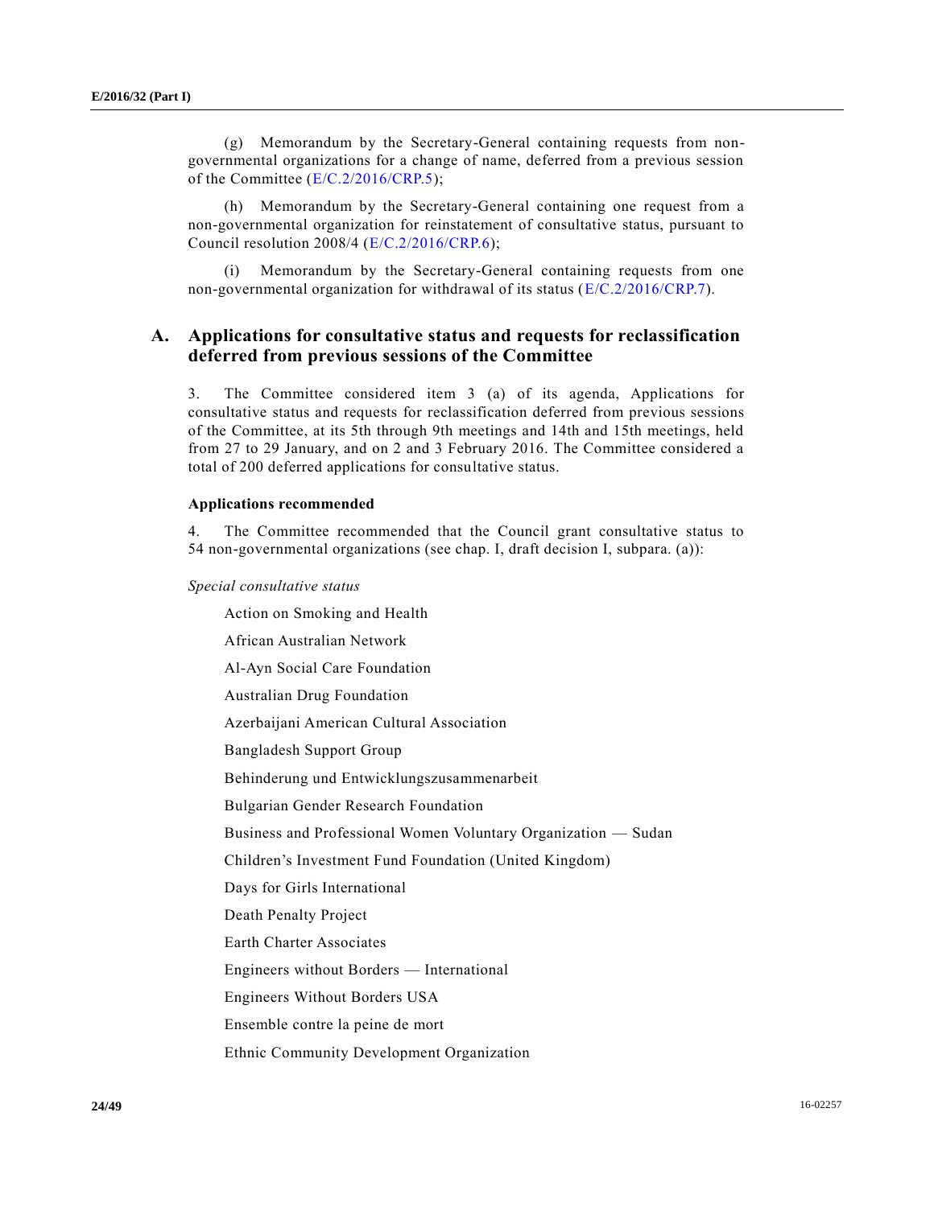(g) Memorandum by the Secretary-General containing requests from non-governmental organizations for a change of name, deferred from a previous session of the Committee (E/C.2/2016/CRP.5);

(h) Memorandum by the Secretary-General containing one request from a non-governmental organization for reinstatement of consultative status, pursuant to Council resolution 2008/4 (E/C.2/2016/CRP.6);

(i) Memorandum by the Secretary-General containing requests from one non-governmental organization for withdrawal of its status (E/C.2/2016/CRP.7).

## A. Applications for consultative status and requests for reclassification deferred from previous sessions of the Committee

3. The Committee considered item 3 (a) of its agenda, Applications for consultative status and requests for reclassification deferred from previous sessions of the Committee, at its 5th through 9th meetings and 14th and 15th meetings, held from 27 to 29 January, and on 2 and 3 February 2016. The Committee considered a total of 200 deferred applications for consultative status.

### Applications recommended

4. The Committee recommended that the Council grant consultative status to 54 non-governmental organizations (see chap. I, draft decision I, subpara. (a)):

*Special consultative status*

Action on Smoking and Health

African Australian Network

Al-Ayn Social Care Foundation

Australian Drug Foundation

Azerbaijani American Cultural Association

Bangladesh Support Group

Behinderung und Entwicklungszusammenarbeit

Bulgarian Gender Research Foundation

Business and Professional Women Voluntary Organization — Sudan

Children's Investment Fund Foundation (United Kingdom)

Days for Girls International

Death Penalty Project

Earth Charter Associates

Engineers without Borders — International

Engineers Without Borders USA

Ensemble contre la peine de mort

Ethnic Community Development Organization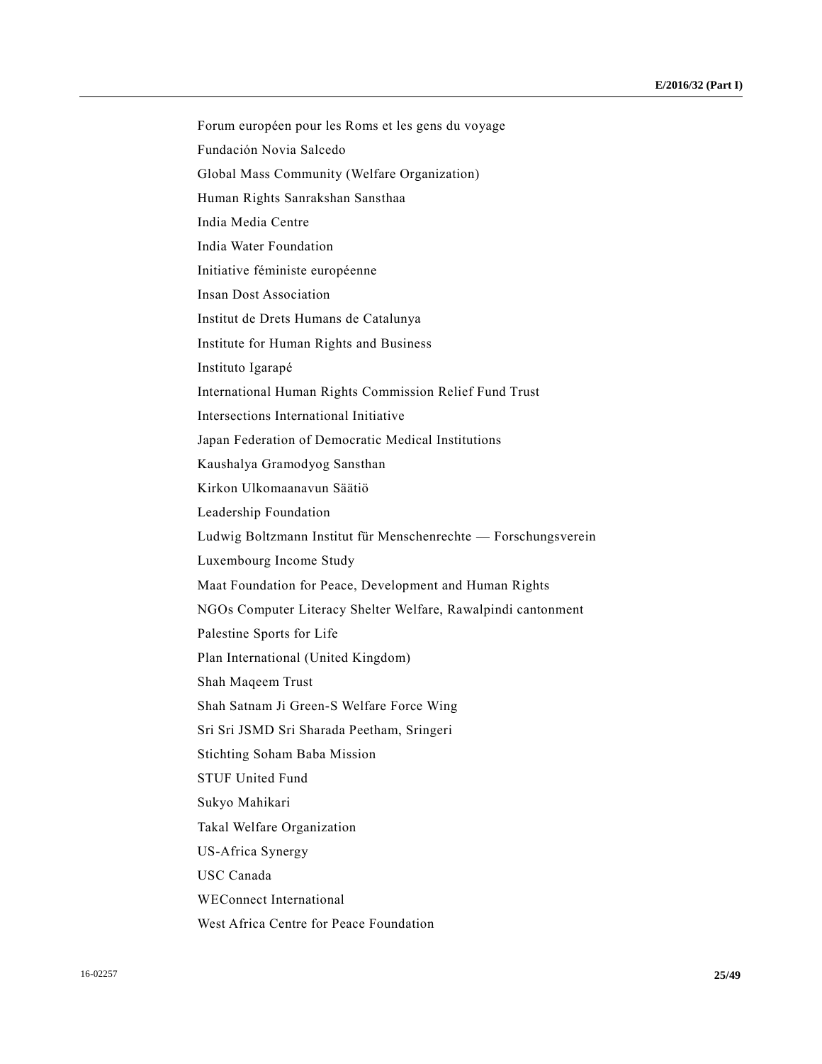Forum européen pour les Roms et les gens du voyage

Fundación Novia Salcedo

Global Mass Community (Welfare Organization)

Human Rights Sanrakshan Sansthaa

India Media Centre

India Water Foundation

Initiative féministe européenne

Insan Dost Association

Institut de Drets Humans de Catalunya

Institute for Human Rights and Business

Instituto Igarapé

International Human Rights Commission Relief Fund Trust

Intersections International Initiative

Japan Federation of Democratic Medical Institutions

Kaushalya Gramodyog Sansthan

Kirkon Ulkomaanavun Säätiö

Leadership Foundation

Ludwig Boltzmann Institut für Menschenrechte — Forschungsverein

Luxembourg Income Study

Maat Foundation for Peace, Development and Human Rights

NGOs Computer Literacy Shelter Welfare, Rawalpindi cantonment

Palestine Sports for Life

Plan International (United Kingdom)

Shah Maqeem Trust

Shah Satnam Ji Green-S Welfare Force Wing

Sri Sri JSMD Sri Sharada Peetham, Sringeri

Stichting Soham Baba Mission

STUF United Fund

Sukyo Mahikari

Takal Welfare Organization

US-Africa Synergy

USC Canada

WEConnect International

West Africa Centre for Peace Foundation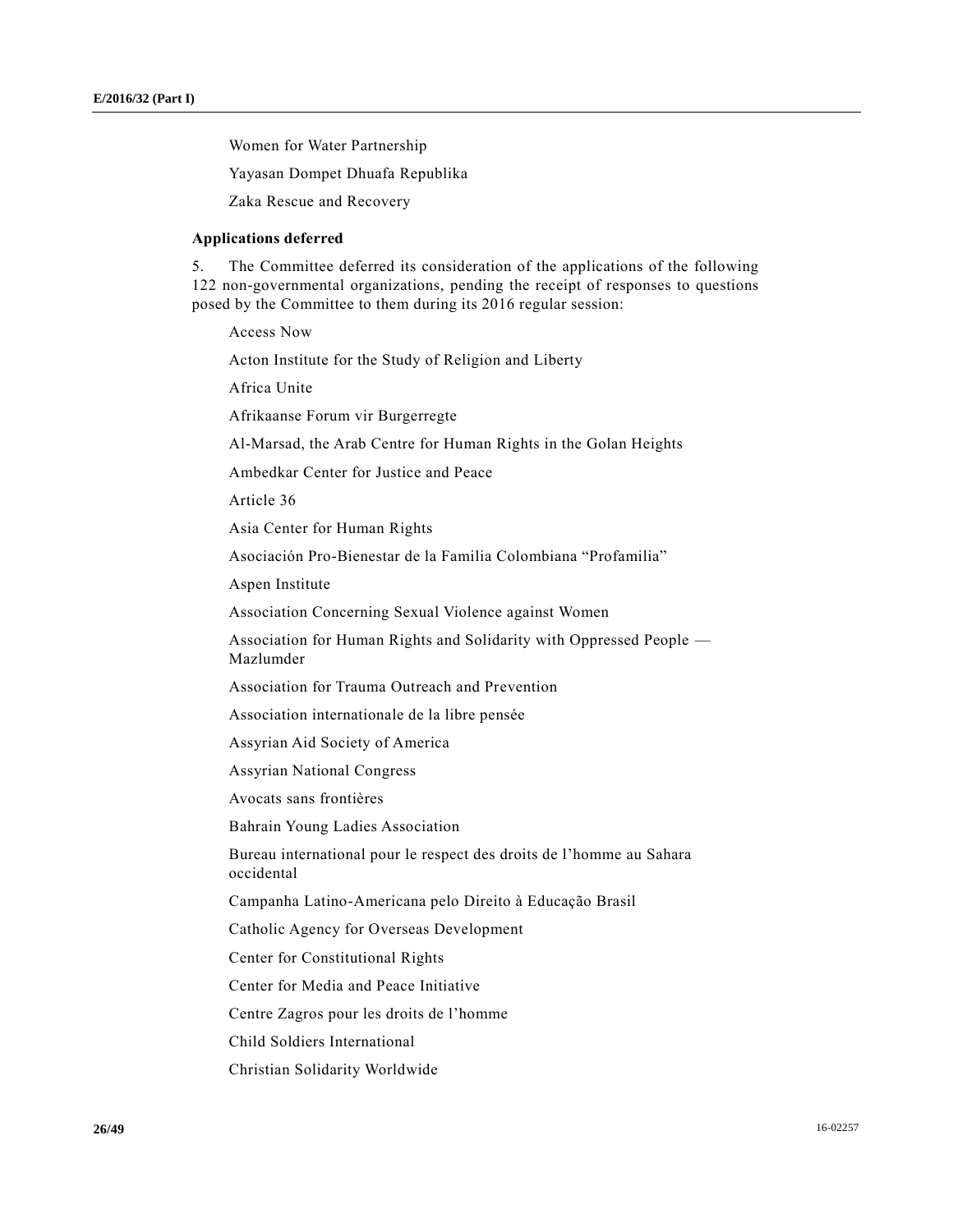Women for Water Partnership

Yayasan Dompet Dhuafa Republika

Zaka Rescue and Recovery

**Applications deferred**

5. The Committee deferred its consideration of the applications of the following 122 non-governmental organizations, pending the receipt of responses to questions posed by the Committee to them during its 2016 regular session:

Access Now

Acton Institute for the Study of Religion and Liberty

Africa Unite

Afrikaanse Forum vir Burgerregte

Al-Marsad, the Arab Centre for Human Rights in the Golan Heights

Ambedkar Center for Justice and Peace

Article 36

Asia Center for Human Rights

Asociación Pro-Bienestar de la Familia Colombiana “Profamilia”

Aspen Institute

Association Concerning Sexual Violence against Women

Association for Human Rights and Solidarity with Oppressed People — Mazlumder

Association for Trauma Outreach and Prevention

Association internationale de la libre pensée

Assyrian Aid Society of America

Assyrian National Congress

Avocats sans frontières

Bahrain Young Ladies Association

Bureau international pour le respect des droits de l’homme au Sahara occidental

Campanha Latino-Americana pelo Direito à Educação Brasil

Catholic Agency for Overseas Development

Center for Constitutional Rights

Center for Media and Peace Initiative

Centre Zagros pour les droits de l’homme

Child Soldiers International

Christian Solidarity Worldwide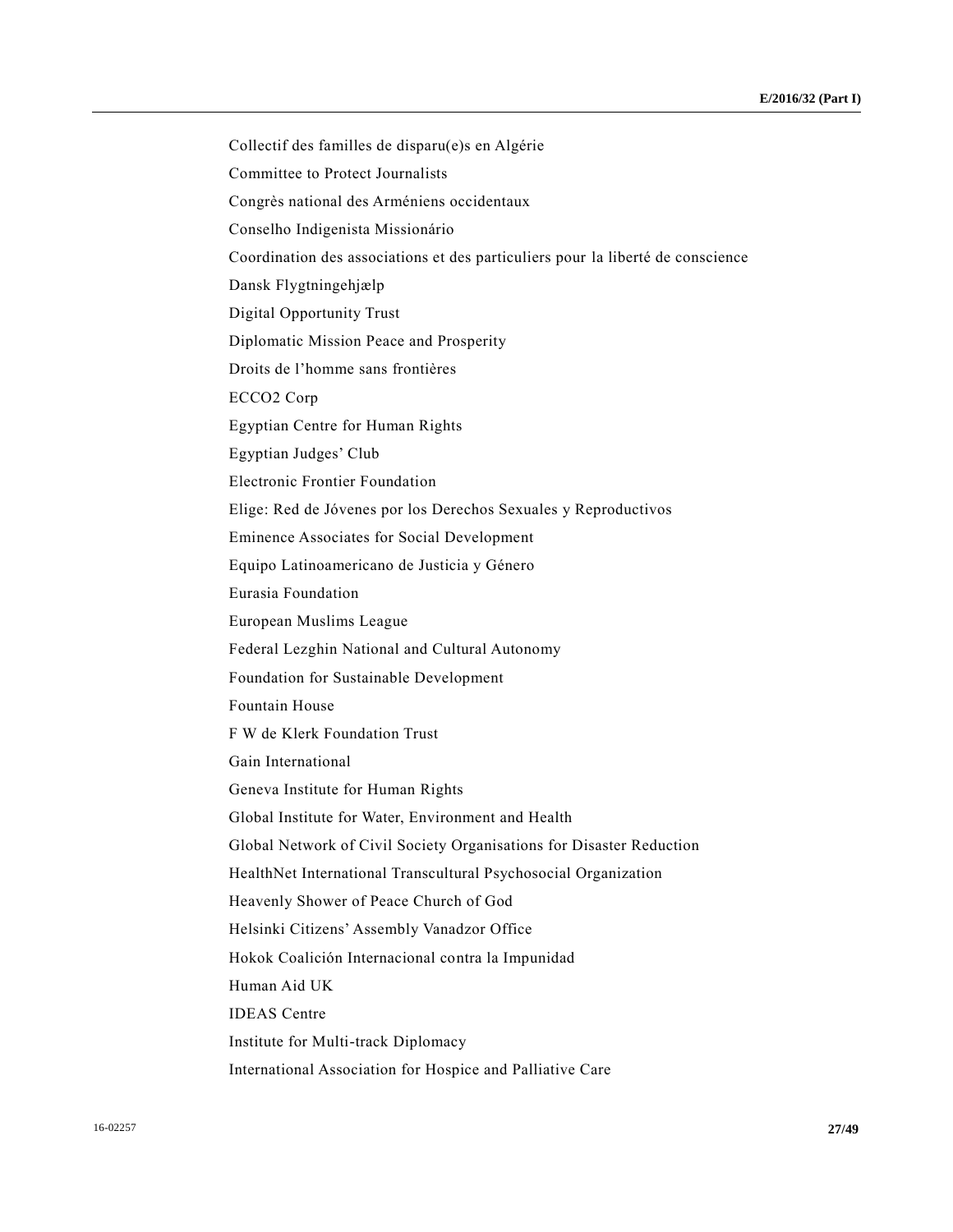Collectif des familles de disparu(e)s en Algérie

Committee to Protect Journalists

Congrès national des Arméniens occidentaux

Conselho Indigenista Missionário

Coordination des associations et des particuliers pour la liberté de conscience

Dansk Flygtningehjælp

Digital Opportunity Trust

Diplomatic Mission Peace and Prosperity

Droits de l’homme sans frontières

ECCO2 Corp

Egyptian Centre for Human Rights

Egyptian Judges’ Club

Electronic Frontier Foundation

Elige: Red de Jóvenes por los Derechos Sexuales y Reproductivos

Eminence Associates for Social Development

Equipo Latinoamericano de Justicia y Género

Eurasia Foundation

European Muslims League

Federal Lezghin National and Cultural Autonomy

Foundation for Sustainable Development

Fountain House

F W de Klerk Foundation Trust

Gain International

Geneva Institute for Human Rights

Global Institute for Water, Environment and Health

Global Network of Civil Society Organisations for Disaster Reduction

HealthNet International Transcultural Psychosocial Organization

Heavenly Shower of Peace Church of God

Helsinki Citizens’ Assembly Vanadzor Office

Hokok Coalición Internacional contra la Impunidad

Human Aid UK

IDEAS Centre

Institute for Multi-track Diplomacy

International Association for Hospice and Palliative Care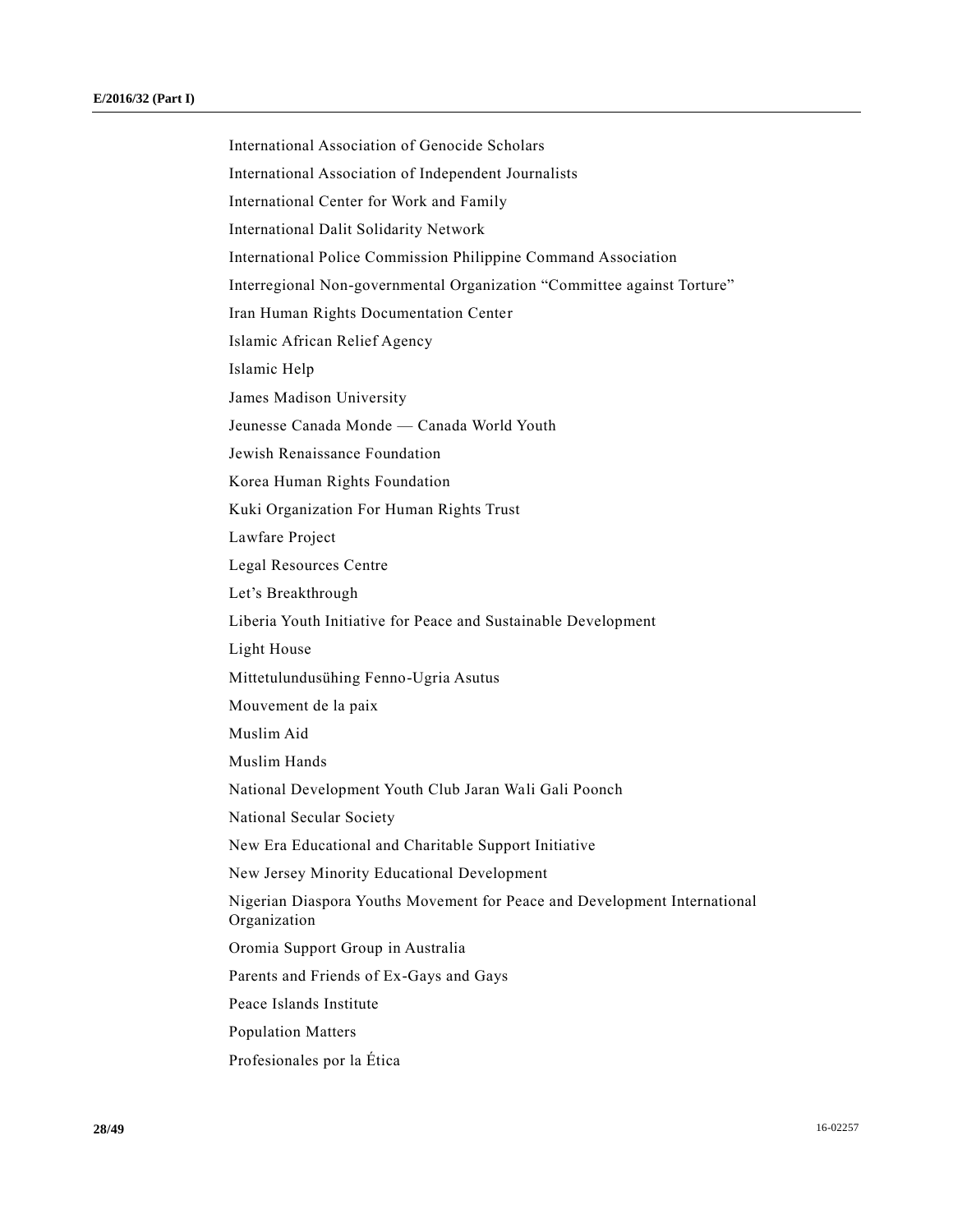International Association of Genocide Scholars

International Association of Independent Journalists

International Center for Work and Family

International Dalit Solidarity Network

International Police Commission Philippine Command Association

Interregional Non-governmental Organization “Committee against Torture”

Iran Human Rights Documentation Center

Islamic African Relief Agency

Islamic Help

James Madison University

Jeunesse Canada Monde — Canada World Youth

Jewish Renaissance Foundation

Korea Human Rights Foundation

Kuki Organization For Human Rights Trust

Lawfare Project

Legal Resources Centre

Let’s Breakthrough

Liberia Youth Initiative for Peace and Sustainable Development

Light House

Mittetulundusühing Fenno-Ugria Asutus

Mouvement de la paix

Muslim Aid

Muslim Hands

National Development Youth Club Jaran Wali Gali Poonch

National Secular Society

New Era Educational and Charitable Support Initiative

New Jersey Minority Educational Development

Nigerian Diaspora Youths Movement for Peace and Development International Organization

Oromia Support Group in Australia

Parents and Friends of Ex-Gays and Gays

Peace Islands Institute

Population Matters

Profesionales por la Ética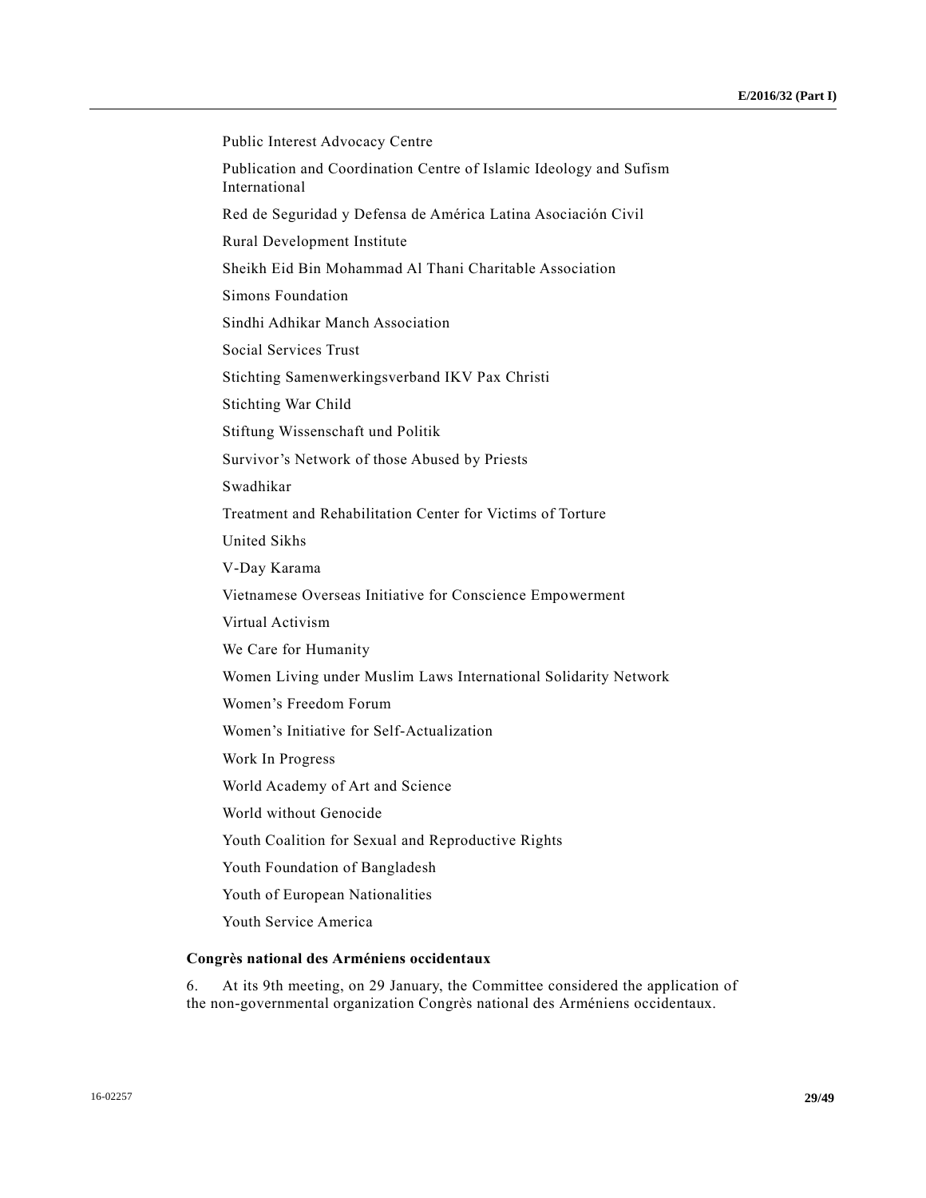Public Interest Advocacy Centre

Publication and Coordination Centre of Islamic Ideology and Sufism International

Red de Seguridad y Defensa de América Latina Asociación Civil

Rural Development Institute

Sheikh Eid Bin Mohammad Al Thani Charitable Association

Simons Foundation

Sindhi Adhikar Manch Association

Social Services Trust

Stichting Samenwerkingsverband IKV Pax Christi

Stichting War Child

Stiftung Wissenschaft und Politik

Survivor's Network of those Abused by Priests

Swadhikar

Treatment and Rehabilitation Center for Victims of Torture

United Sikhs

V-Day Karama

Vietnamese Overseas Initiative for Conscience Empowerment

Virtual Activism

We Care for Humanity

Women Living under Muslim Laws International Solidarity Network

Women's Freedom Forum

Women's Initiative for Self-Actualization

Work In Progress

World Academy of Art and Science

World without Genocide

Youth Coalition for Sexual and Reproductive Rights

Youth Foundation of Bangladesh

Youth of European Nationalities

Youth Service America

**Congrès national des Arméniens occidentaux**

6. At its 9th meeting, on 29 January, the Committee considered the application of the non-governmental organization Congrès national des Arméniens occidentaux.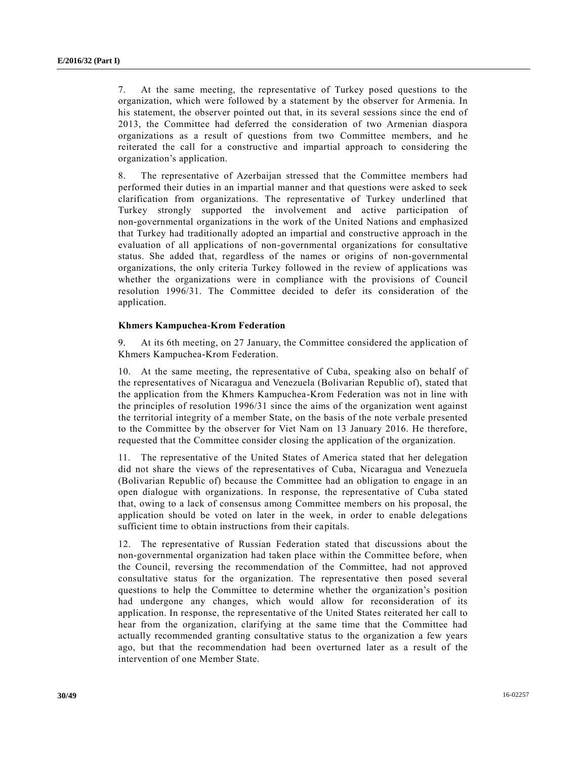7. At the same meeting, the representative of Turkey posed questions to the organization, which were followed by a statement by the observer for Armenia. In his statement, the observer pointed out that, in its several sessions since the end of 2013, the Committee had deferred the consideration of two Armenian diaspora organizations as a result of questions from two Committee members, and he reiterated the call for a constructive and impartial approach to considering the organization's application.

8. The representative of Azerbaijan stressed that the Committee members had performed their duties in an impartial manner and that questions were asked to seek clarification from organizations. The representative of Turkey underlined that Turkey strongly supported the involvement and active participation of non-governmental organizations in the work of the United Nations and emphasized that Turkey had traditionally adopted an impartial and constructive approach in the evaluation of all applications of non-governmental organizations for consultative status. She added that, regardless of the names or origins of non-governmental organizations, the only criteria Turkey followed in the review of applications was whether the organizations were in compliance with the provisions of Council resolution 1996/31. The Committee decided to defer its consideration of the application.

### Khmers Kampuchea-Krom Federation

9. At its 6th meeting, on 27 January, the Committee considered the application of Khmers Kampuchea-Krom Federation.

10. At the same meeting, the representative of Cuba, speaking also on behalf of the representatives of Nicaragua and Venezuela (Bolivarian Republic of), stated that the application from the Khmers Kampuchea-Krom Federation was not in line with the principles of resolution 1996/31 since the aims of the organization went against the territorial integrity of a member State, on the basis of the note verbale presented to the Committee by the observer for Viet Nam on 13 January 2016. He therefore, requested that the Committee consider closing the application of the organization.

11. The representative of the United States of America stated that her delegation did not share the views of the representatives of Cuba, Nicaragua and Venezuela (Bolivarian Republic of) because the Committee had an obligation to engage in an open dialogue with organizations. In response, the representative of Cuba stated that, owing to a lack of consensus among Committee members on his proposal, the application should be voted on later in the week, in order to enable delegations sufficient time to obtain instructions from their capitals.

12. The representative of Russian Federation stated that discussions about the non-governmental organization had taken place within the Committee before, when the Council, reversing the recommendation of the Committee, had not approved consultative status for the organization. The representative then posed several questions to help the Committee to determine whether the organization's position had undergone any changes, which would allow for reconsideration of its application. In response, the representative of the United States reiterated her call to hear from the organization, clarifying at the same time that the Committee had actually recommended granting consultative status to the organization a few years ago, but that the recommendation had been overturned later as a result of the intervention of one Member State.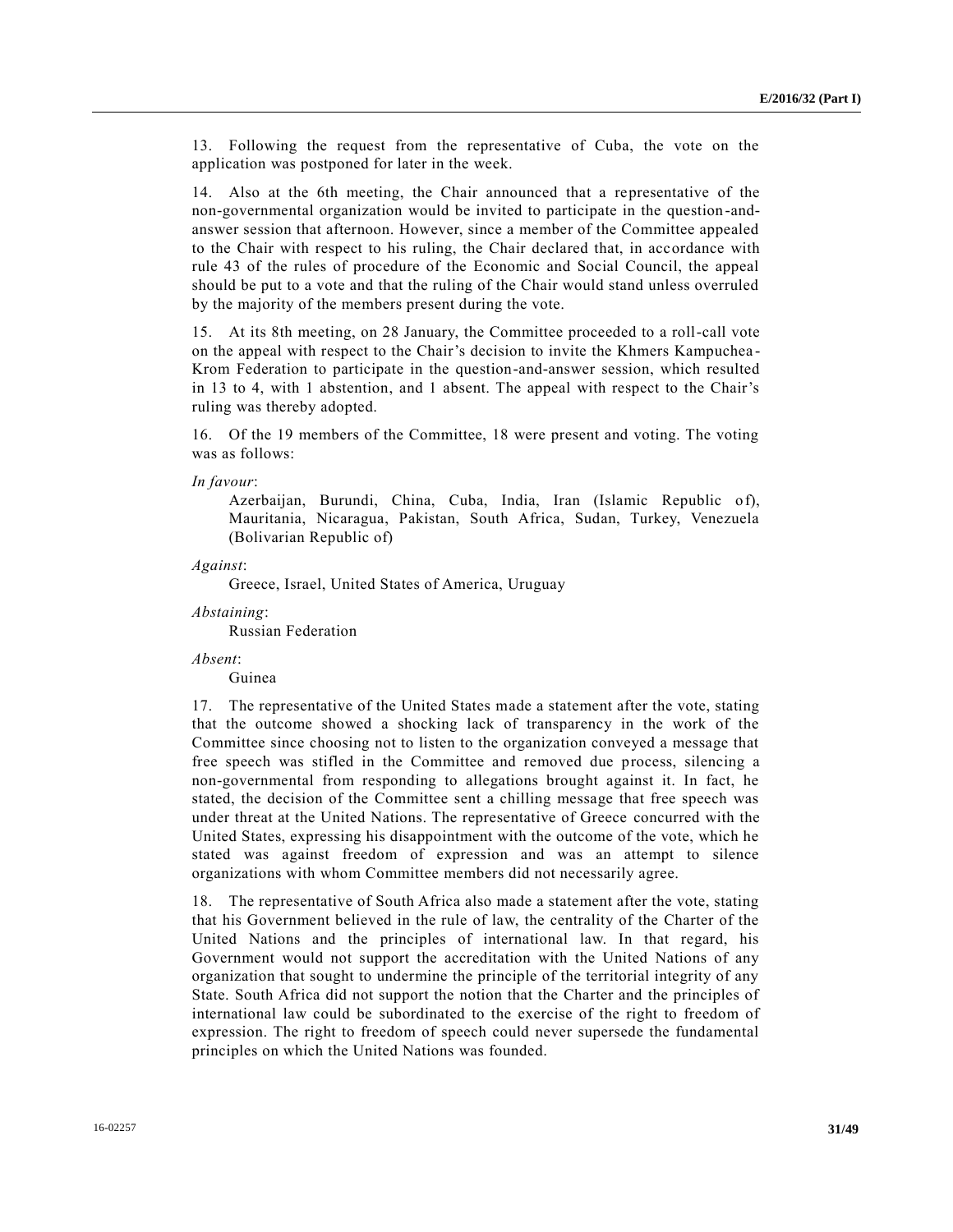13. Following the request from the representative of Cuba, the vote on the application was postponed for later in the week.

14. Also at the 6th meeting, the Chair announced that a representative of the non-governmental organization would be invited to participate in the question-and-answer session that afternoon. However, since a member of the Committee appealed to the Chair with respect to his ruling, the Chair declared that, in accordance with rule 43 of the rules of procedure of the Economic and Social Council, the appeal should be put to a vote and that the ruling of the Chair would stand unless overruled by the majority of the members present during the vote.

15. At its 8th meeting, on 28 January, the Committee proceeded to a roll-call vote on the appeal with respect to the Chair's decision to invite the Khmers Kampuchea-Krom Federation to participate in the question-and-answer session, which resulted in 13 to 4, with 1 abstention, and 1 absent. The appeal with respect to the Chair's ruling was thereby adopted.

16. Of the 19 members of the Committee, 18 were present and voting. The voting was as follows:

*In favour*:

Azerbaijan, Burundi, China, Cuba, India, Iran (Islamic Republic of), Mauritania, Nicaragua, Pakistan, South Africa, Sudan, Turkey, Venezuela (Bolivarian Republic of)

*Against*:

Greece, Israel, United States of America, Uruguay

*Abstaining*:

Russian Federation

*Absent*:

Guinea

17. The representative of the United States made a statement after the vote, stating that the outcome showed a shocking lack of transparency in the work of the Committee since choosing not to listen to the organization conveyed a message that free speech was stifled in the Committee and removed due process, silencing a non-governmental from responding to allegations brought against it. In fact, he stated, the decision of the Committee sent a chilling message that free speech was under threat at the United Nations. The representative of Greece concurred with the United States, expressing his disappointment with the outcome of the vote, which he stated was against freedom of expression and was an attempt to silence organizations with whom Committee members did not necessarily agree.

18. The representative of South Africa also made a statement after the vote, stating that his Government believed in the rule of law, the centrality of the Charter of the United Nations and the principles of international law. In that regard, his Government would not support the accreditation with the United Nations of any organization that sought to undermine the principle of the territorial integrity of any State. South Africa did not support the notion that the Charter and the principles of international law could be subordinated to the exercise of the right to freedom of expression. The right to freedom of speech could never supersede the fundamental principles on which the United Nations was founded.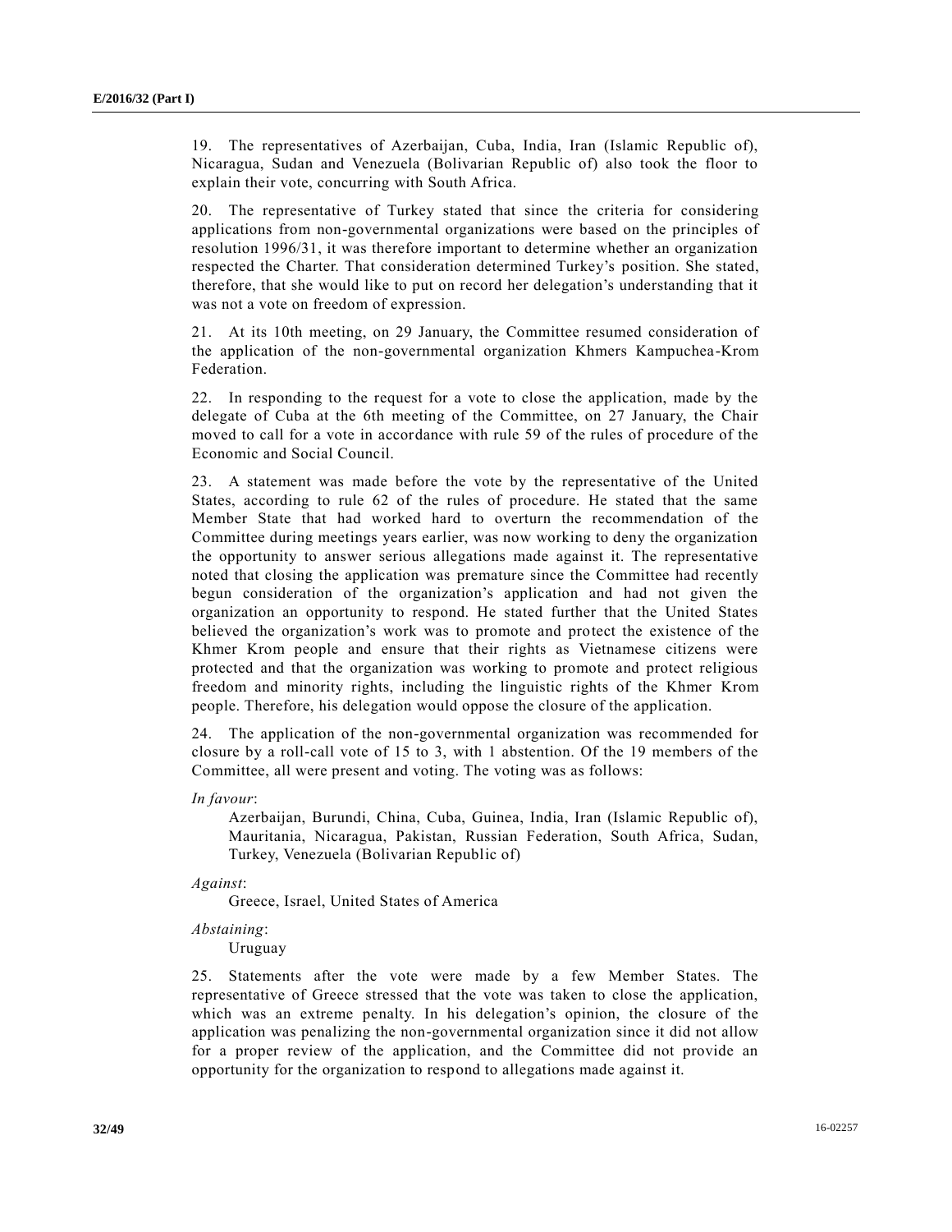19. The representatives of Azerbaijan, Cuba, India, Iran (Islamic Republic of), Nicaragua, Sudan and Venezuela (Bolivarian Republic of) also took the floor to explain their vote, concurring with South Africa.

20. The representative of Turkey stated that since the criteria for considering applications from non-governmental organizations were based on the principles of resolution 1996/31, it was therefore important to determine whether an organization respected the Charter. That consideration determined Turkey's position. She stated, therefore, that she would like to put on record her delegation's understanding that it was not a vote on freedom of expression.

21. At its 10th meeting, on 29 January, the Committee resumed consideration of the application of the non-governmental organization Khmers Kampuchea-Krom Federation.

22. In responding to the request for a vote to close the application, made by the delegate of Cuba at the 6th meeting of the Committee, on 27 January, the Chair moved to call for a vote in accordance with rule 59 of the rules of procedure of the Economic and Social Council.

23. A statement was made before the vote by the representative of the United States, according to rule 62 of the rules of procedure. He stated that the same Member State that had worked hard to overturn the recommendation of the Committee during meetings years earlier, was now working to deny the organization the opportunity to answer serious allegations made against it. The representative noted that closing the application was premature since the Committee had recently begun consideration of the organization's application and had not given the organization an opportunity to respond. He stated further that the United States believed the organization's work was to promote and protect the existence of the Khmer Krom people and ensure that their rights as Vietnamese citizens were protected and that the organization was working to promote and protect religious freedom and minority rights, including the linguistic rights of the Khmer Krom people. Therefore, his delegation would oppose the closure of the application.

24. The application of the non-governmental organization was recommended for closure by a roll-call vote of 15 to 3, with 1 abstention. Of the 19 members of the Committee, all were present and voting. The voting was as follows:

*In favour*:

Azerbaijan, Burundi, China, Cuba, Guinea, India, Iran (Islamic Republic of), Mauritania, Nicaragua, Pakistan, Russian Federation, South Africa, Sudan, Turkey, Venezuela (Bolivarian Republic of)

*Against*:

Greece, Israel, United States of America

*Abstaining*:

Uruguay

25. Statements after the vote were made by a few Member States. The representative of Greece stressed that the vote was taken to close the application, which was an extreme penalty. In his delegation's opinion, the closure of the application was penalizing the non-governmental organization since it did not allow for a proper review of the application, and the Committee did not provide an opportunity for the organization to respond to allegations made against it.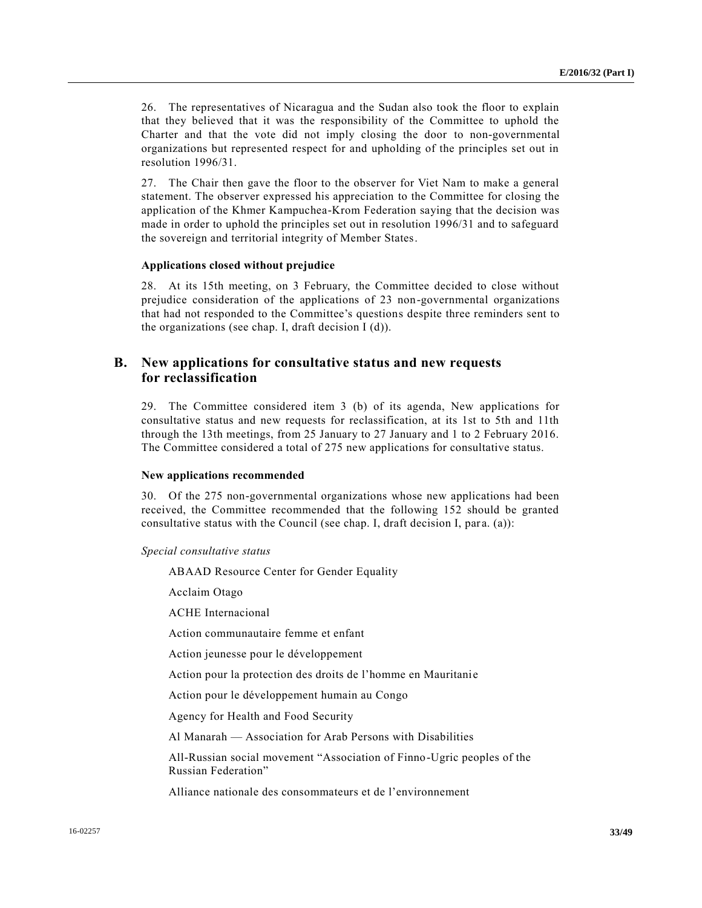26. The representatives of Nicaragua and the Sudan also took the floor to explain that they believed that it was the responsibility of the Committee to uphold the Charter and that the vote did not imply closing the door to non-governmental organizations but represented respect for and upholding of the principles set out in resolution 1996/31.

27. The Chair then gave the floor to the observer for Viet Nam to make a general statement. The observer expressed his appreciation to the Committee for closing the application of the Khmer Kampuchea-Krom Federation saying that the decision was made in order to uphold the principles set out in resolution 1996/31 and to safeguard the sovereign and territorial integrity of Member States.

**Applications closed without prejudice**

28. At its 15th meeting, on 3 February, the Committee decided to close without prejudice consideration of the applications of 23 non-governmental organizations that had not responded to the Committee's questions despite three reminders sent to the organizations (see chap. I, draft decision I (d)).

## B. New applications for consultative status and new requests for reclassification

29. The Committee considered item 3 (b) of its agenda, New applications for consultative status and new requests for reclassification, at its 1st to 5th and 11th through the 13th meetings, from 25 January to 27 January and 1 to 2 February 2016. The Committee considered a total of 275 new applications for consultative status.

**New applications recommended**

30. Of the 275 non-governmental organizations whose new applications had been received, the Committee recommended that the following 152 should be granted consultative status with the Council (see chap. I, draft decision I, para. (a)):

*Special consultative status*

ABAAD Resource Center for Gender Equality

Acclaim Otago

ACHE Internacional

Action communautaire femme et enfant

Action jeunesse pour le développement

Action pour la protection des droits de l'homme en Mauritanie

Action pour le développement humain au Congo

Agency for Health and Food Security

Al Manarah — Association for Arab Persons with Disabilities

All-Russian social movement "Association of Finno-Ugric peoples of the Russian Federation"

Alliance nationale des consommateurs et de l'environnement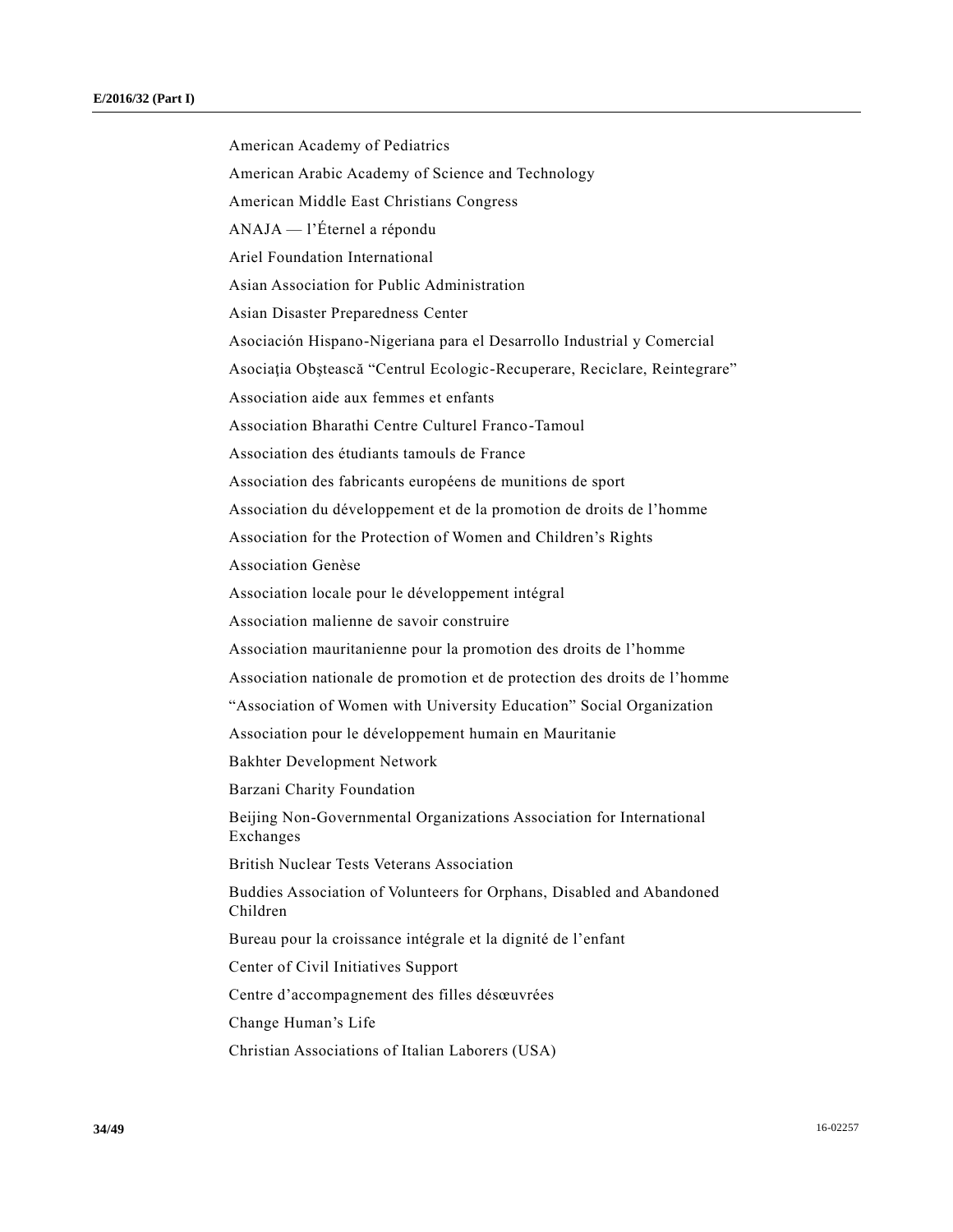American Academy of Pediatrics

American Arabic Academy of Science and Technology

American Middle East Christians Congress

ANAJA — l'Éternel a répondu

Ariel Foundation International

Asian Association for Public Administration

Asian Disaster Preparedness Center

Asociación Hispano-Nigeriana para el Desarrollo Industrial y Comercial

Asociaţia Obştească "Centrul Ecologic-Recuperare, Reciclare, Reintegrare"

Association aide aux femmes et enfants

Association Bharathi Centre Culturel Franco-Tamoul

Association des étudiants tamouls de France

Association des fabricants européens de munitions de sport

Association du développement et de la promotion de droits de l'homme

Association for the Protection of Women and Children's Rights

Association Genèse

Association locale pour le développement intégral

Association malienne de savoir construire

Association mauritanienne pour la promotion des droits de l'homme

Association nationale de promotion et de protection des droits de l'homme

"Association of Women with University Education" Social Organization

Association pour le développement humain en Mauritanie

Bakhter Development Network

Barzani Charity Foundation

Beijing Non-Governmental Organizations Association for International Exchanges

British Nuclear Tests Veterans Association

Buddies Association of Volunteers for Orphans, Disabled and Abandoned Children

Bureau pour la croissance intégrale et la dignité de l'enfant

Center of Civil Initiatives Support

Centre d'accompagnement des filles désœuvrées

Change Human's Life

Christian Associations of Italian Laborers (USA)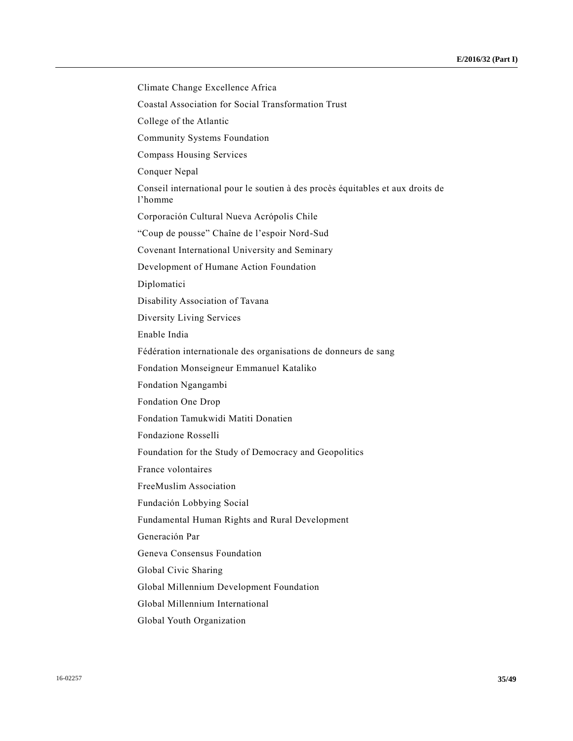Climate Change Excellence Africa

Coastal Association for Social Transformation Trust

College of the Atlantic

Community Systems Foundation

Compass Housing Services

Conquer Nepal

Conseil international pour le soutien à des procès équitables et aux droits de l'homme

Corporación Cultural Nueva Acrópolis Chile

"Coup de pousse" Chaîne de l'espoir Nord-Sud

Covenant International University and Seminary

Development of Humane Action Foundation

Diplomatici

Disability Association of Tavana

Diversity Living Services

Enable India

Fédération internationale des organisations de donneurs de sang

Fondation Monseigneur Emmanuel Kataliko

Fondation Ngangambi

Fondation One Drop

Fondation Tamukwidi Matiti Donatien

Fondazione Rosselli

Foundation for the Study of Democracy and Geopolitics

France volontaires

FreeMuslim Association

Fundación Lobbying Social

Fundamental Human Rights and Rural Development

Generación Par

Geneva Consensus Foundation

Global Civic Sharing

Global Millennium Development Foundation

Global Millennium International

Global Youth Organization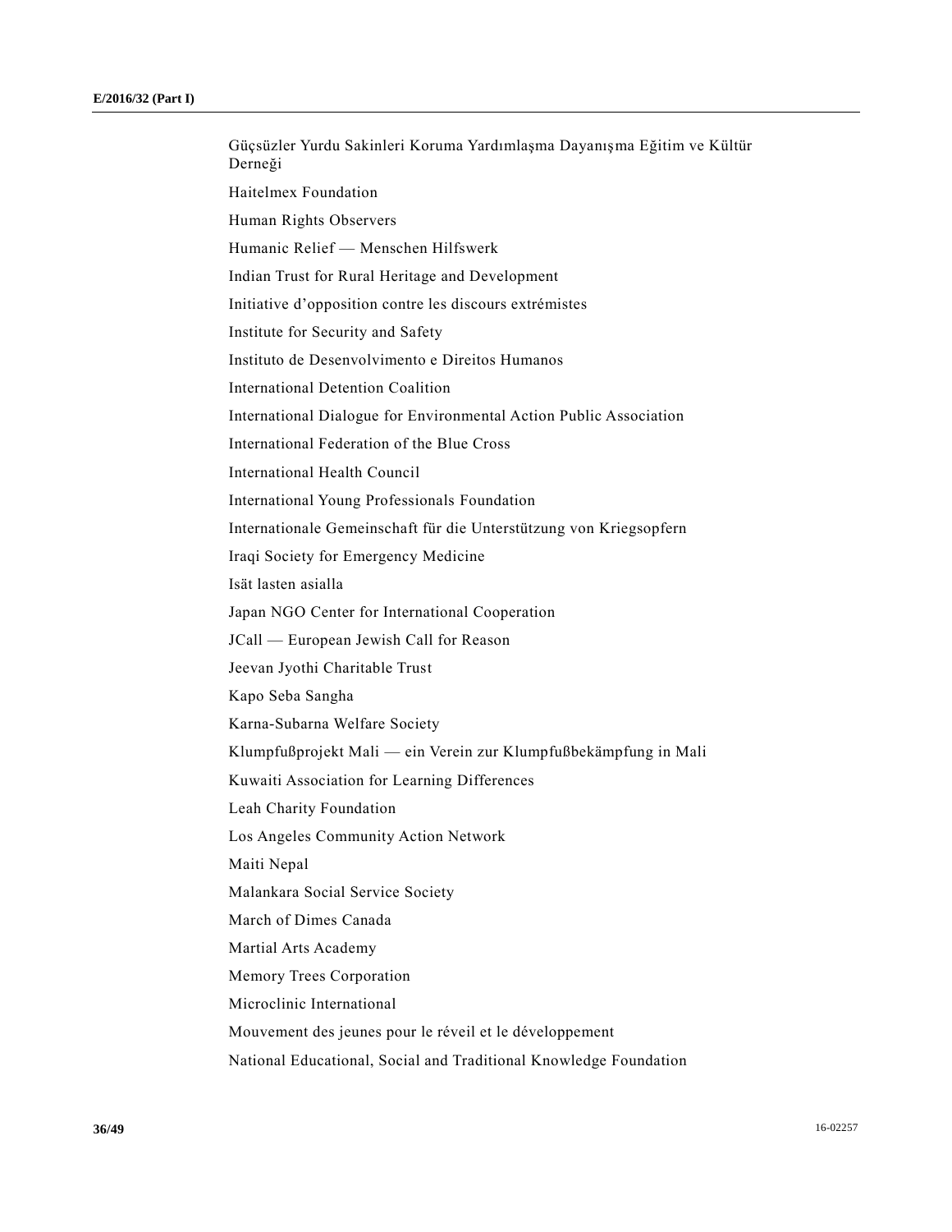Güçsüzler Yurdu Sakinleri Koruma Yardımlaşma Dayanışma Eğitim ve Kültür Derneği

Haitelmex Foundation

Human Rights Observers

Humanic Relief — Menschen Hilfswerk

Indian Trust for Rural Heritage and Development

Initiative d'opposition contre les discours extrémistes

Institute for Security and Safety

Instituto de Desenvolvimento e Direitos Humanos

International Detention Coalition

International Dialogue for Environmental Action Public Association

International Federation of the Blue Cross

International Health Council

International Young Professionals Foundation

Internationale Gemeinschaft für die Unterstützung von Kriegsopfern

Iraqi Society for Emergency Medicine

Isät lasten asialla

Japan NGO Center for International Cooperation

JCall — European Jewish Call for Reason

Jeevan Jyothi Charitable Trust

Kapo Seba Sangha

Karna-Subarna Welfare Society

Klumpfußprojekt Mali — ein Verein zur Klumpfußbekämpfung in Mali

Kuwaiti Association for Learning Differences

Leah Charity Foundation

Los Angeles Community Action Network

Maiti Nepal

Malankara Social Service Society

March of Dimes Canada

Martial Arts Academy

Memory Trees Corporation

Microclinic International

Mouvement des jeunes pour le réveil et le développement

National Educational, Social and Traditional Knowledge Foundation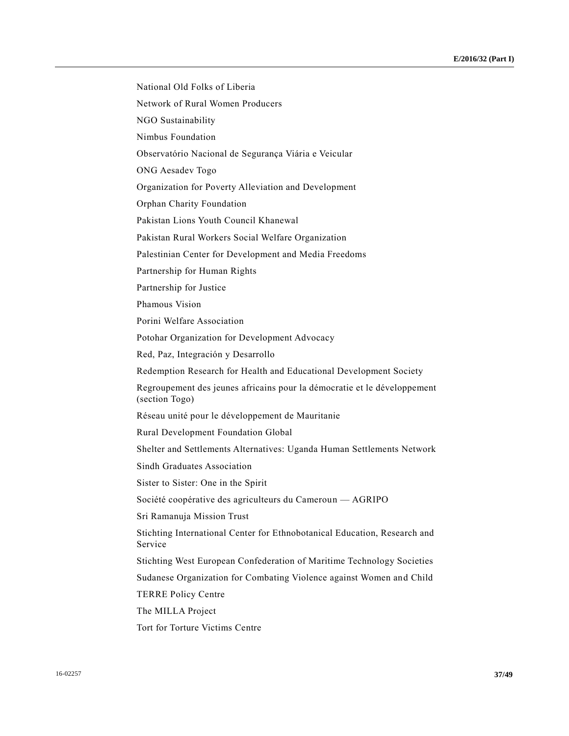National Old Folks of Liberia

Network of Rural Women Producers

NGO Sustainability

Nimbus Foundation

Observatório Nacional de Segurança Viária e Veicular

ONG Aesadev Togo

Organization for Poverty Alleviation and Development

Orphan Charity Foundation

Pakistan Lions Youth Council Khanewal

Pakistan Rural Workers Social Welfare Organization

Palestinian Center for Development and Media Freedoms

Partnership for Human Rights

Partnership for Justice

Phamous Vision

Porini Welfare Association

Potohar Organization for Development Advocacy

Red, Paz, Integración y Desarrollo

Redemption Research for Health and Educational Development Society

Regroupement des jeunes africains pour la démocratie et le développement (section Togo)

Réseau unité pour le développement de Mauritanie

Rural Development Foundation Global

Shelter and Settlements Alternatives: Uganda Human Settlements Network

Sindh Graduates Association

Sister to Sister: One in the Spirit

Société coopérative des agriculteurs du Cameroun — AGRIPO

Sri Ramanuja Mission Trust

Stichting International Center for Ethnobotanical Education, Research and Service

Stichting West European Confederation of Maritime Technology Societies

Sudanese Organization for Combating Violence against Women and Child

TERRE Policy Centre

The MILLA Project

Tort for Torture Victims Centre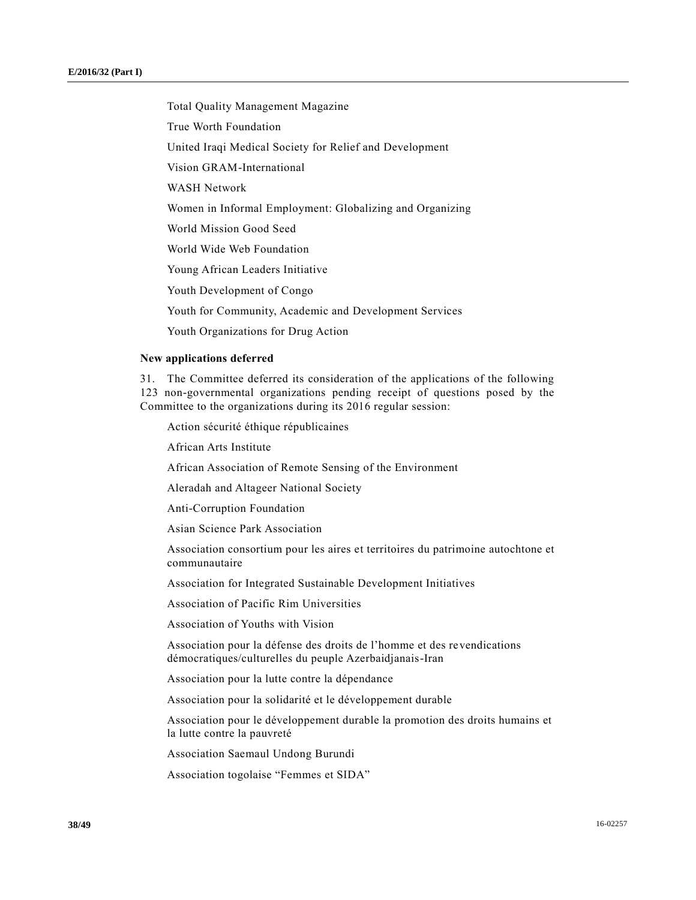Total Quality Management Magazine

True Worth Foundation

United Iraqi Medical Society for Relief and Development

Vision GRAM-International

WASH Network

Women in Informal Employment: Globalizing and Organizing

World Mission Good Seed

World Wide Web Foundation

Young African Leaders Initiative

Youth Development of Congo

Youth for Community, Academic and Development Services

Youth Organizations for Drug Action

**New applications deferred**

31. The Committee deferred its consideration of the applications of the following 123 non-governmental organizations pending receipt of questions posed by the Committee to the organizations during its 2016 regular session:

Action sécurité éthique républicaines

African Arts Institute

African Association of Remote Sensing of the Environment

Aleradah and Altageer National Society

Anti-Corruption Foundation

Asian Science Park Association

Association consortium pour les aires et territoires du patrimoine autochtone et communautaire

Association for Integrated Sustainable Development Initiatives

Association of Pacific Rim Universities

Association of Youths with Vision

Association pour la défense des droits de l'homme et des revendications démocratiques/culturelles du peuple Azerbaidjanais-Iran

Association pour la lutte contre la dépendance

Association pour la solidarité et le développement durable

Association pour le développement durable la promotion des droits humains et la lutte contre la pauvreté

Association Saemaul Undong Burundi

Association togolaise "Femmes et SIDA"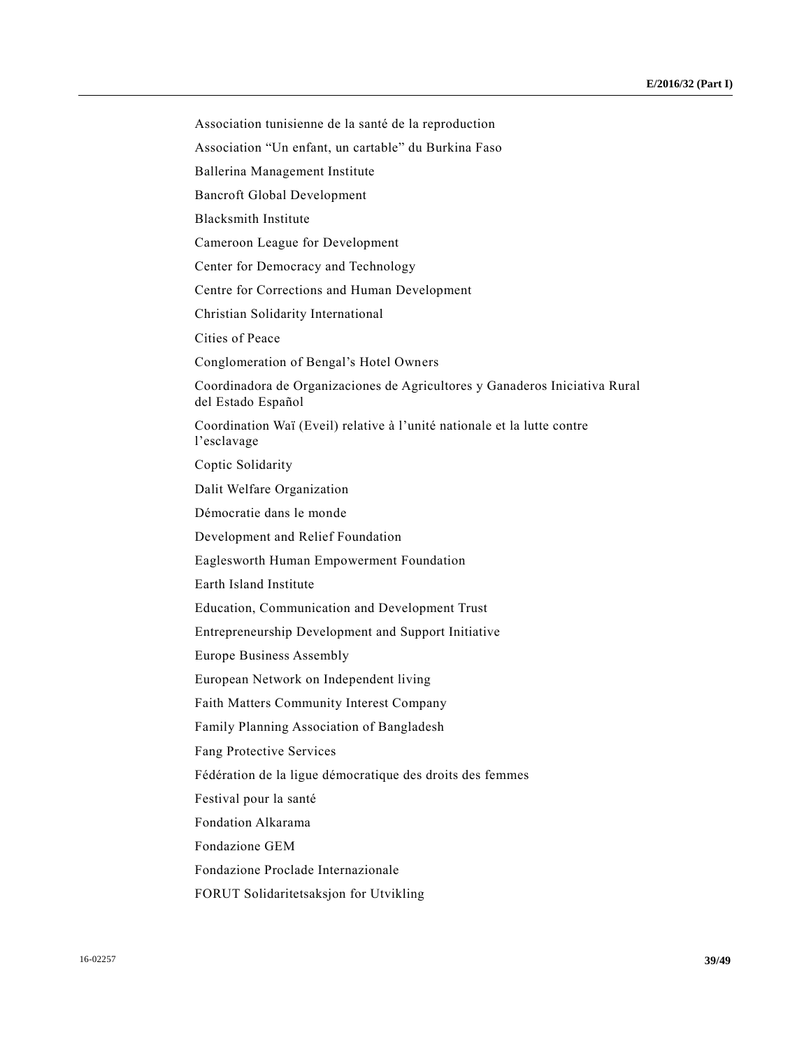Association tunisienne de la santé de la reproduction

Association “Un enfant, un cartable” du Burkina Faso

Ballerina Management Institute

Bancroft Global Development

Blacksmith Institute

Cameroon League for Development

Center for Democracy and Technology

Centre for Corrections and Human Development

Christian Solidarity International

Cities of Peace

Conglomeration of Bengal’s Hotel Owners

Coordinadora de Organizaciones de Agricultores y Ganaderos Iniciativa Rural del Estado Español

Coordination Waï (Eveil) relative à l’unité nationale et la lutte contre l’esclavage

Coptic Solidarity

Dalit Welfare Organization

Démocratie dans le monde

Development and Relief Foundation

Eaglesworth Human Empowerment Foundation

Earth Island Institute

Education, Communication and Development Trust

Entrepreneurship Development and Support Initiative

Europe Business Assembly

European Network on Independent living

Faith Matters Community Interest Company

Family Planning Association of Bangladesh

Fang Protective Services

Fédération de la ligue démocratique des droits des femmes

Festival pour la santé

Fondation Alkarama

Fondazione GEM

Fondazione Proclade Internazionale

FORUT Solidaritetsaksjon for Utvikling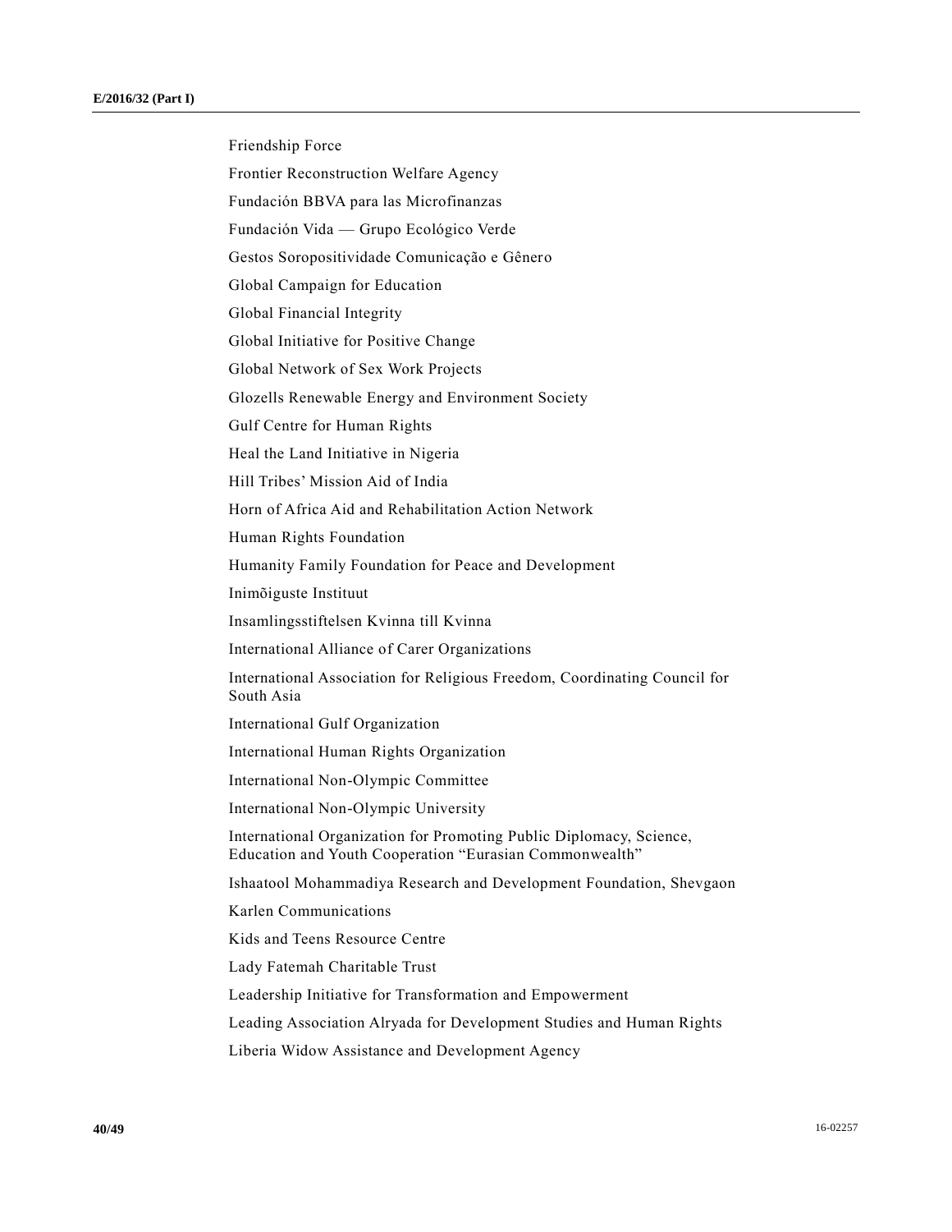Friendship Force

Frontier Reconstruction Welfare Agency

Fundación BBVA para las Microfinanzas

Fundación Vida — Grupo Ecológico Verde

Gestos Soropositividade Comunicação e Gênero

Global Campaign for Education

Global Financial Integrity

Global Initiative for Positive Change

Global Network of Sex Work Projects

Glozells Renewable Energy and Environment Society

Gulf Centre for Human Rights

Heal the Land Initiative in Nigeria

Hill Tribes' Mission Aid of India

Horn of Africa Aid and Rehabilitation Action Network

Human Rights Foundation

Humanity Family Foundation for Peace and Development

Inimõiguste Instituut

Insamlingsstiftelsen Kvinna till Kvinna

International Alliance of Carer Organizations

International Association for Religious Freedom, Coordinating Council for South Asia

International Gulf Organization

International Human Rights Organization

International Non-Olympic Committee

International Non-Olympic University

International Organization for Promoting Public Diplomacy, Science, Education and Youth Cooperation "Eurasian Commonwealth"

Ishaatool Mohammadiya Research and Development Foundation, Shevgaon

Karlen Communications

Kids and Teens Resource Centre

Lady Fatemah Charitable Trust

Leadership Initiative for Transformation and Empowerment

Leading Association Alryada for Development Studies and Human Rights

Liberia Widow Assistance and Development Agency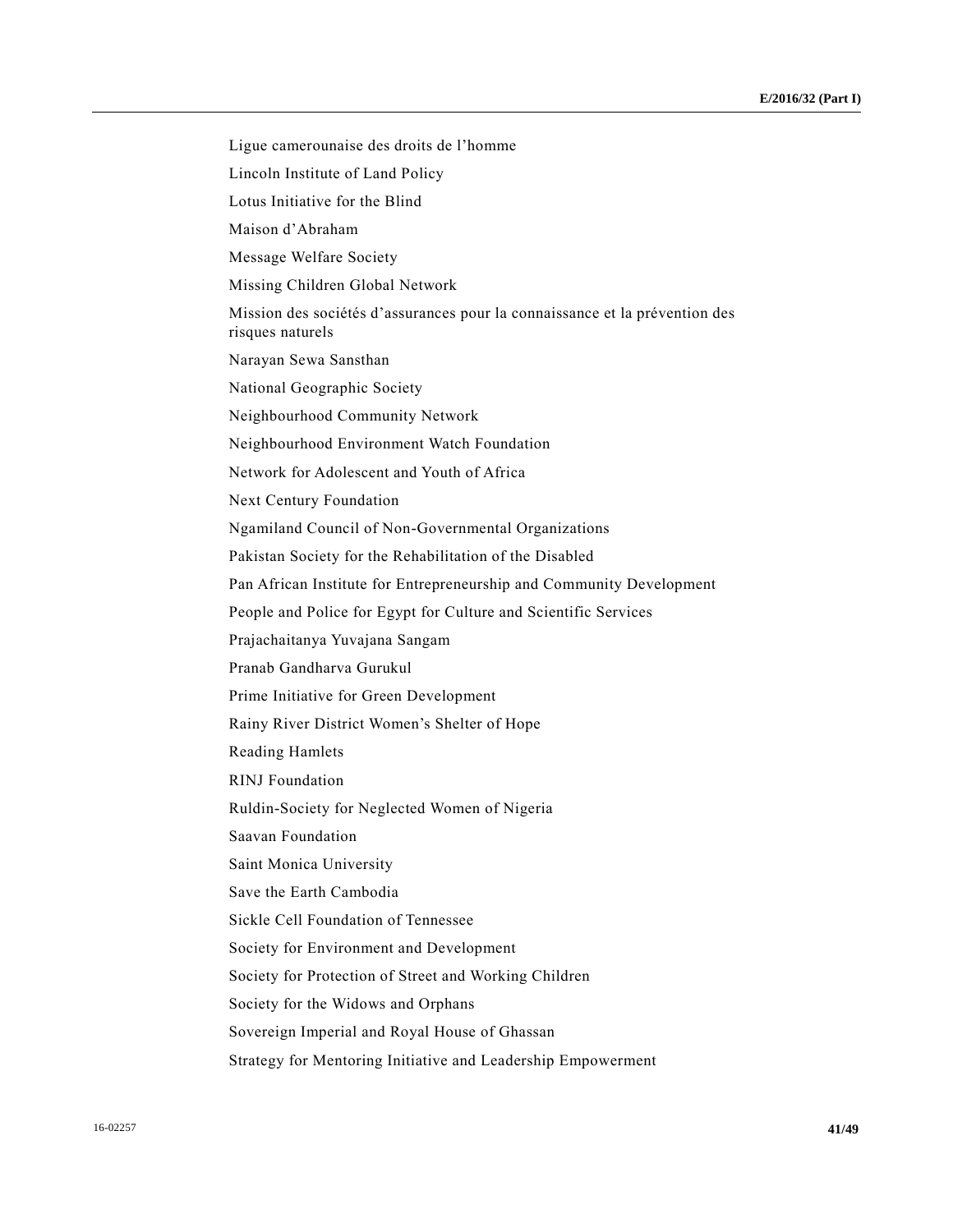Ligue camerounaise des droits de l'homme

Lincoln Institute of Land Policy

Lotus Initiative for the Blind

Maison d'Abraham

Message Welfare Society

Missing Children Global Network

Mission des sociétés d'assurances pour la connaissance et la prévention des risques naturels

Narayan Sewa Sansthan

National Geographic Society

Neighbourhood Community Network

Neighbourhood Environment Watch Foundation

Network for Adolescent and Youth of Africa

Next Century Foundation

Ngamiland Council of Non-Governmental Organizations

Pakistan Society for the Rehabilitation of the Disabled

Pan African Institute for Entrepreneurship and Community Development

People and Police for Egypt for Culture and Scientific Services

Prajachaitanya Yuvajana Sangam

Pranab Gandharva Gurukul

Prime Initiative for Green Development

Rainy River District Women's Shelter of Hope

Reading Hamlets

RINJ Foundation

Ruldin-Society for Neglected Women of Nigeria

Saavan Foundation

Saint Monica University

Save the Earth Cambodia

Sickle Cell Foundation of Tennessee

Society for Environment and Development

Society for Protection of Street and Working Children

Society for the Widows and Orphans

Sovereign Imperial and Royal House of Ghassan

Strategy for Mentoring Initiative and Leadership Empowerment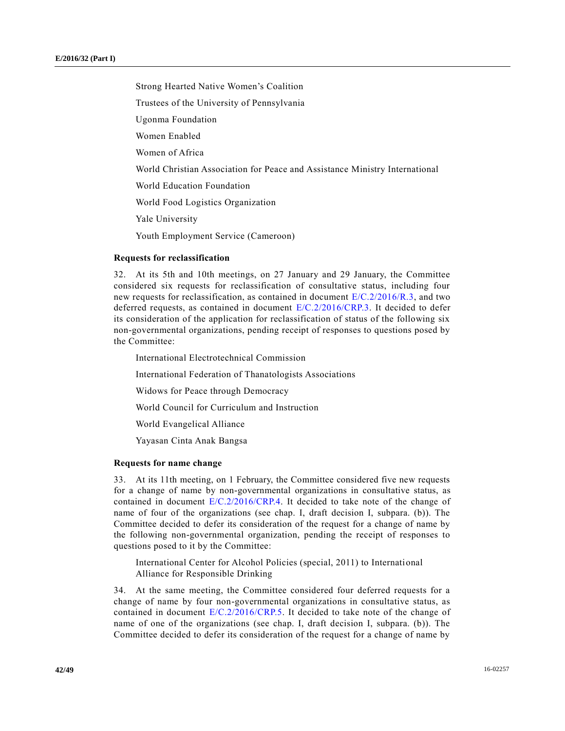Strong Hearted Native Women's Coalition

Trustees of the University of Pennsylvania

Ugonma Foundation

Women Enabled

Women of Africa

World Christian Association for Peace and Assistance Ministry International

World Education Foundation

World Food Logistics Organization

Yale University

Youth Employment Service (Cameroon)

### Requests for reclassification

32. At its 5th and 10th meetings, on 27 January and 29 January, the Committee considered six requests for reclassification of consultative status, including four new requests for reclassification, as contained in document E/C.2/2016/R.3, and two deferred requests, as contained in document E/C.2/2016/CRP.3. It decided to defer its consideration of the application for reclassification of status of the following six non-governmental organizations, pending receipt of responses to questions posed by the Committee:

International Electrotechnical Commission

International Federation of Thanatologists Associations

Widows for Peace through Democracy

World Council for Curriculum and Instruction

World Evangelical Alliance

Yayasan Cinta Anak Bangsa

### Requests for name change

33. At its 11th meeting, on 1 February, the Committee considered five new requests for a change of name by non-governmental organizations in consultative status, as contained in document E/C.2/2016/CRP.4. It decided to take note of the change of name of four of the organizations (see chap. I, draft decision I, subpara. (b)). The Committee decided to defer its consideration of the request for a change of name by the following non-governmental organization, pending the receipt of responses to questions posed to it by the Committee:

International Center for Alcohol Policies (special, 2011) to International Alliance for Responsible Drinking

34. At the same meeting, the Committee considered four deferred requests for a change of name by four non-governmental organizations in consultative status, as contained in document E/C.2/2016/CRP.5. It decided to take note of the change of name of one of the organizations (see chap. I, draft decision I, subpara. (b)). The Committee decided to defer its consideration of the request for a change of name by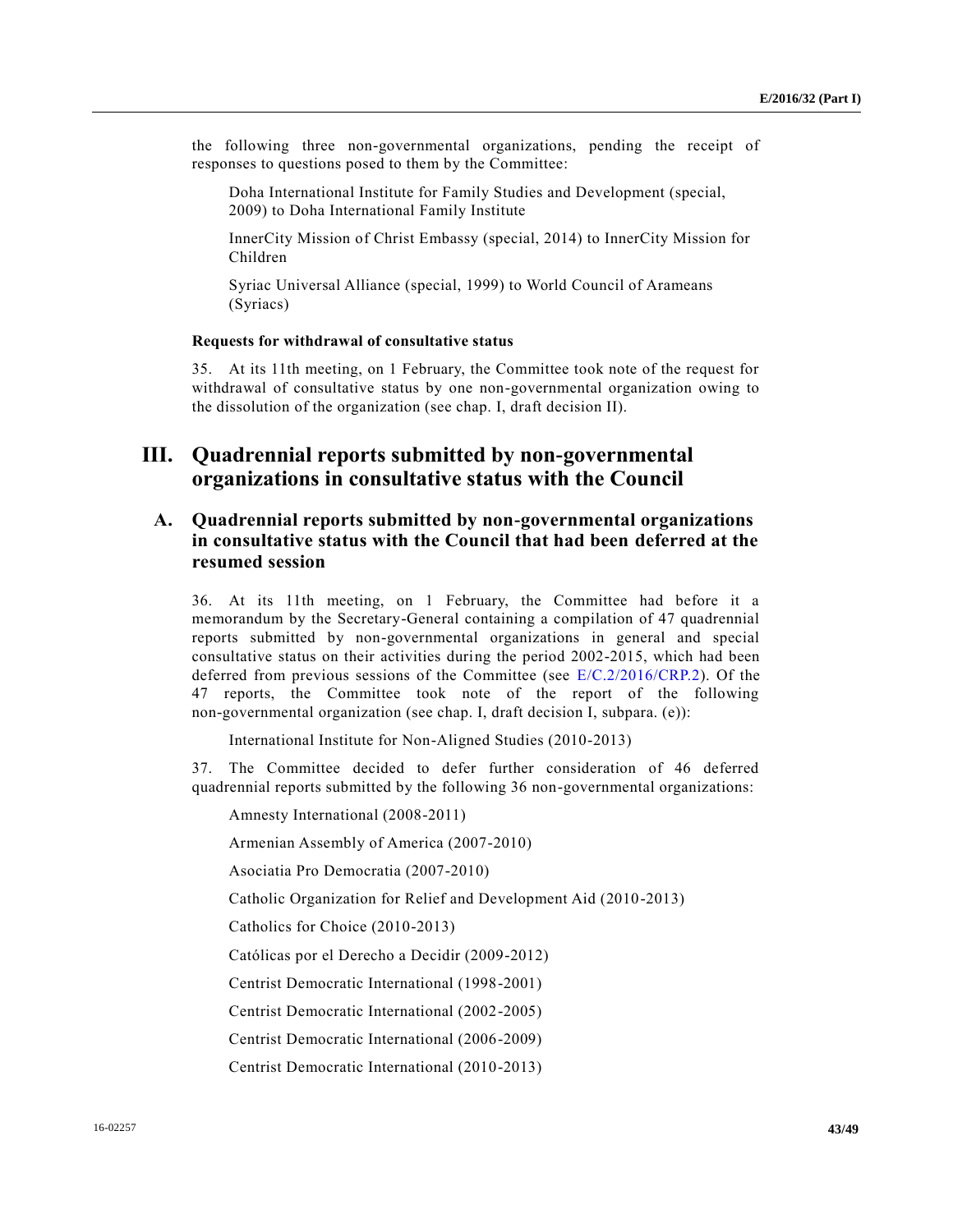the following three non-governmental organizations, pending the receipt of responses to questions posed to them by the Committee:

Doha International Institute for Family Studies and Development (special, 2009) to Doha International Family Institute

InnerCity Mission of Christ Embassy (special, 2014) to InnerCity Mission for Children

Syriac Universal Alliance (special, 1999) to World Council of Arameans (Syriacs)

#### Requests for withdrawal of consultative status

35. At its 11th meeting, on 1 February, the Committee took note of the request for withdrawal of consultative status by one non-governmental organization owing to the dissolution of the organization (see chap. I, draft decision II).

## III. Quadrennial reports submitted by non-governmental organizations in consultative status with the Council

### A. Quadrennial reports submitted by non-governmental organizations in consultative status with the Council that had been deferred at the resumed session

36. At its 11th meeting, on 1 February, the Committee had before it a memorandum by the Secretary-General containing a compilation of 47 quadrennial reports submitted by non-governmental organizations in general and special consultative status on their activities during the period 2002-2015, which had been deferred from previous sessions of the Committee (see E/C.2/2016/CRP.2). Of the 47 reports, the Committee took note of the report of the following non-governmental organization (see chap. I, draft decision I, subpara. (e)):

International Institute for Non-Aligned Studies (2010-2013)

37. The Committee decided to defer further consideration of 46 deferred quadrennial reports submitted by the following 36 non-governmental organizations:

Amnesty International (2008-2011)

Armenian Assembly of America (2007-2010)

Asociatia Pro Democratia (2007-2010)

Catholic Organization for Relief and Development Aid (2010-2013)

Catholics for Choice (2010-2013)

Católicas por el Derecho a Decidir (2009-2012)

Centrist Democratic International (1998-2001)

Centrist Democratic International (2002-2005)

Centrist Democratic International (2006-2009)

Centrist Democratic International (2010-2013)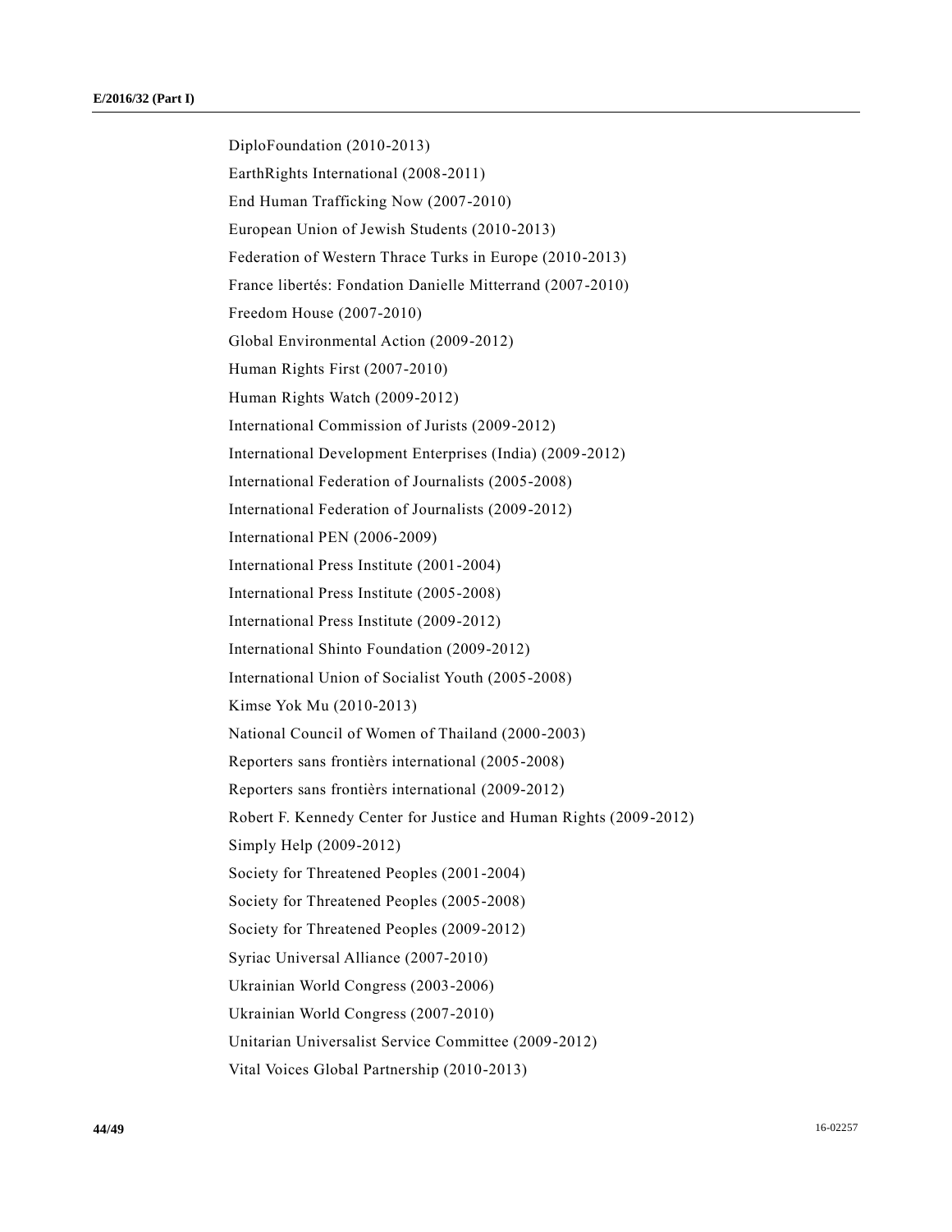DiploFoundation (2010-2013)

EarthRights International (2008-2011)

End Human Trafficking Now (2007-2010)

European Union of Jewish Students (2010-2013)

Federation of Western Thrace Turks in Europe (2010-2013)

France libertés: Fondation Danielle Mitterrand (2007-2010)

Freedom House (2007-2010)

Global Environmental Action (2009-2012)

Human Rights First (2007-2010)

Human Rights Watch (2009-2012)

International Commission of Jurists (2009-2012)

International Development Enterprises (India) (2009-2012)

International Federation of Journalists (2005-2008)

International Federation of Journalists (2009-2012)

International PEN (2006-2009)

International Press Institute (2001-2004)

International Press Institute (2005-2008)

International Press Institute (2009-2012)

International Shinto Foundation (2009-2012)

International Union of Socialist Youth (2005-2008)

Kimse Yok Mu (2010-2013)

National Council of Women of Thailand (2000-2003)

Reporters sans frontièrs international (2005-2008)

Reporters sans frontièrs international (2009-2012)

Robert F. Kennedy Center for Justice and Human Rights (2009-2012)

Simply Help (2009-2012)

Society for Threatened Peoples (2001-2004)

Society for Threatened Peoples (2005-2008)

Society for Threatened Peoples (2009-2012)

Syriac Universal Alliance (2007-2010)

Ukrainian World Congress (2003-2006)

Ukrainian World Congress (2007-2010)

Unitarian Universalist Service Committee (2009-2012)

Vital Voices Global Partnership (2010-2013)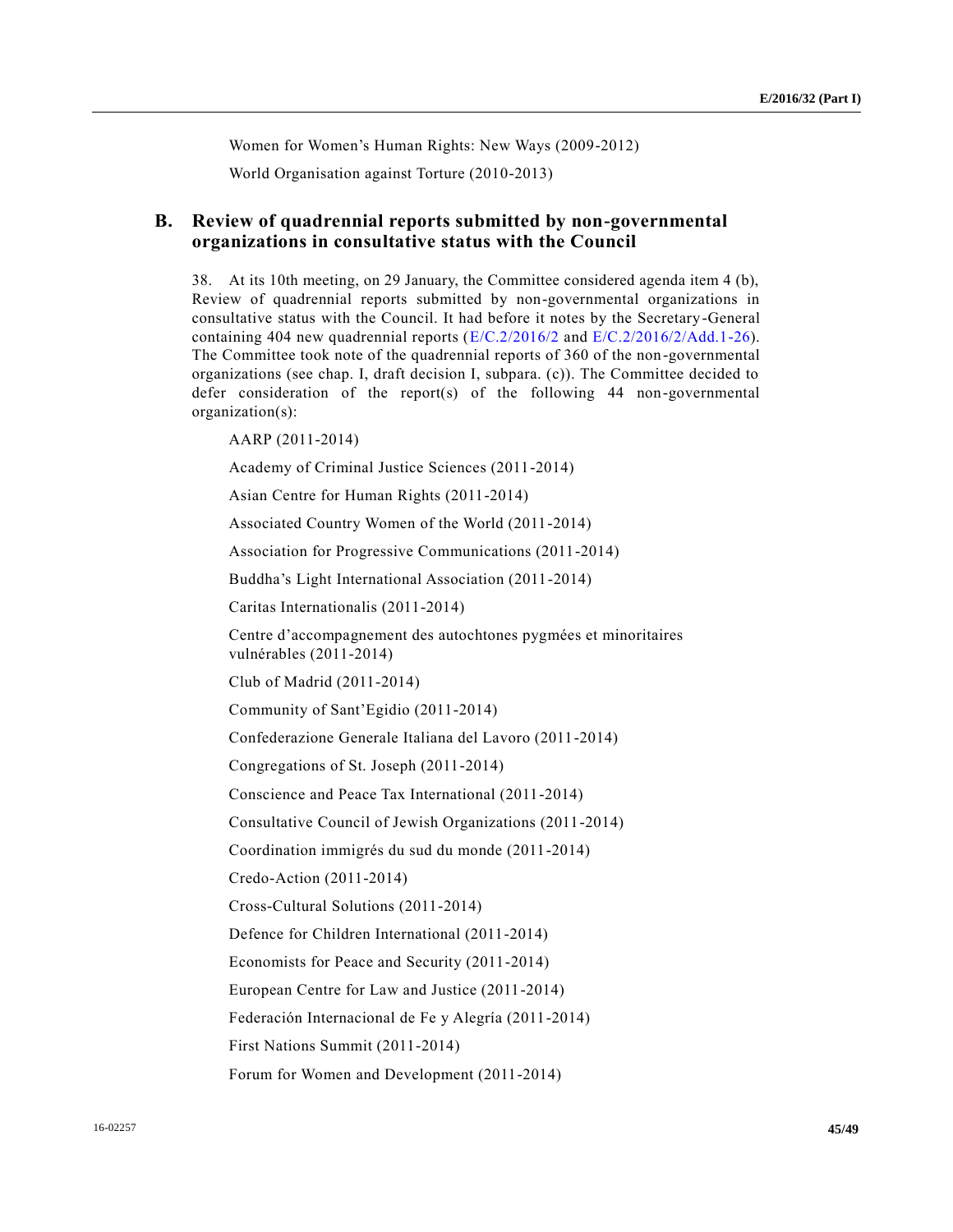Women for Women's Human Rights: New Ways (2009-2012)

World Organisation against Torture (2010-2013)

## B. Review of quadrennial reports submitted by non-governmental organizations in consultative status with the Council

38. At its 10th meeting, on 29 January, the Committee considered agenda item 4 (b), Review of quadrennial reports submitted by non-governmental organizations in consultative status with the Council. It had before it notes by the Secretary-General containing 404 new quadrennial reports (E/C.2/2016/2 and E/C.2/2016/2/Add.1-26). The Committee took note of the quadrennial reports of 360 of the non-governmental organizations (see chap. I, draft decision I, subpara. (c)). The Committee decided to defer consideration of the report(s) of the following 44 non-governmental organization(s):

AARP (2011-2014)

Academy of Criminal Justice Sciences (2011-2014)

Asian Centre for Human Rights (2011-2014)

Associated Country Women of the World (2011-2014)

Association for Progressive Communications (2011-2014)

Buddha's Light International Association (2011-2014)

Caritas Internationalis (2011-2014)

Centre d'accompagnement des autochtones pygmées et minoritaires vulnérables (2011-2014)

Club of Madrid (2011-2014)

Community of Sant'Egidio (2011-2014)

Confederazione Generale Italiana del Lavoro (2011-2014)

Congregations of St. Joseph (2011-2014)

Conscience and Peace Tax International (2011-2014)

Consultative Council of Jewish Organizations (2011-2014)

Coordination immigrés du sud du monde (2011-2014)

Credo-Action (2011-2014)

Cross-Cultural Solutions (2011-2014)

Defence for Children International (2011-2014)

Economists for Peace and Security (2011-2014)

European Centre for Law and Justice (2011-2014)

Federación Internacional de Fe y Alegría (2011-2014)

First Nations Summit (2011-2014)

Forum for Women and Development (2011-2014)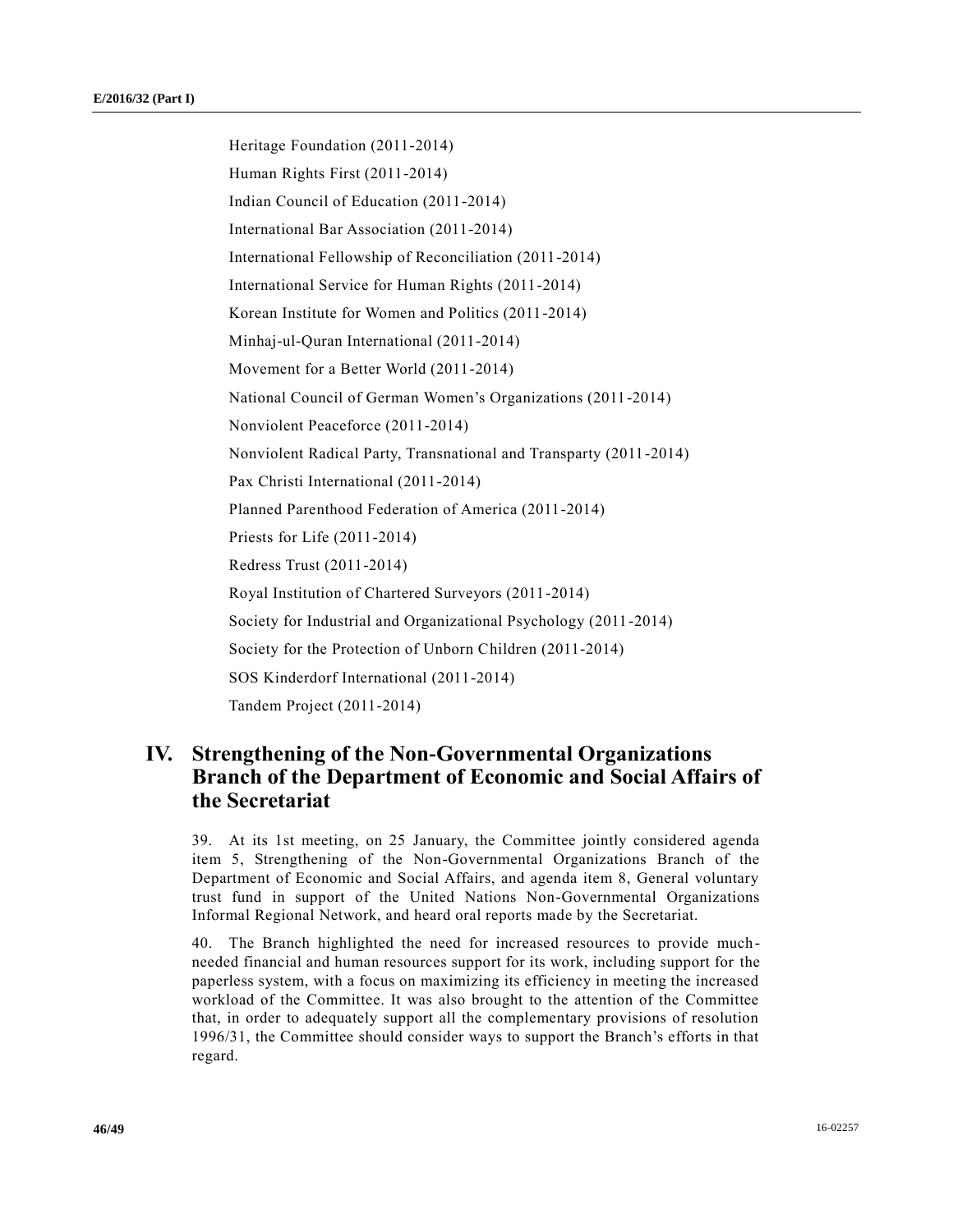Heritage Foundation (2011-2014)

Human Rights First (2011-2014)

Indian Council of Education (2011-2014)

International Bar Association (2011-2014)

International Fellowship of Reconciliation (2011-2014)

International Service for Human Rights (2011-2014)

Korean Institute for Women and Politics (2011-2014)

Minhaj-ul-Quran International (2011-2014)

Movement for a Better World (2011-2014)

National Council of German Women's Organizations (2011-2014)

Nonviolent Peaceforce (2011-2014)

Nonviolent Radical Party, Transnational and Transparty (2011-2014)

Pax Christi International (2011-2014)

Planned Parenthood Federation of America (2011-2014)

Priests for Life (2011-2014)

Redress Trust (2011-2014)

Royal Institution of Chartered Surveyors (2011-2014)

Society for Industrial and Organizational Psychology (2011-2014)

Society for the Protection of Unborn Children (2011-2014)

SOS Kinderdorf International (2011-2014)

Tandem Project (2011-2014)

# IV. Strengthening of the Non-Governmental Organizations Branch of the Department of Economic and Social Affairs of the Secretariat

39. At its 1st meeting, on 25 January, the Committee jointly considered agenda item 5, Strengthening of the Non-Governmental Organizations Branch of the Department of Economic and Social Affairs, and agenda item 8, General voluntary trust fund in support of the United Nations Non-Governmental Organizations Informal Regional Network, and heard oral reports made by the Secretariat.

40. The Branch highlighted the need for increased resources to provide much-needed financial and human resources support for its work, including support for the paperless system, with a focus on maximizing its efficiency in meeting the increased workload of the Committee. It was also brought to the attention of the Committee that, in order to adequately support all the complementary provisions of resolution 1996/31, the Committee should consider ways to support the Branch's efforts in that regard.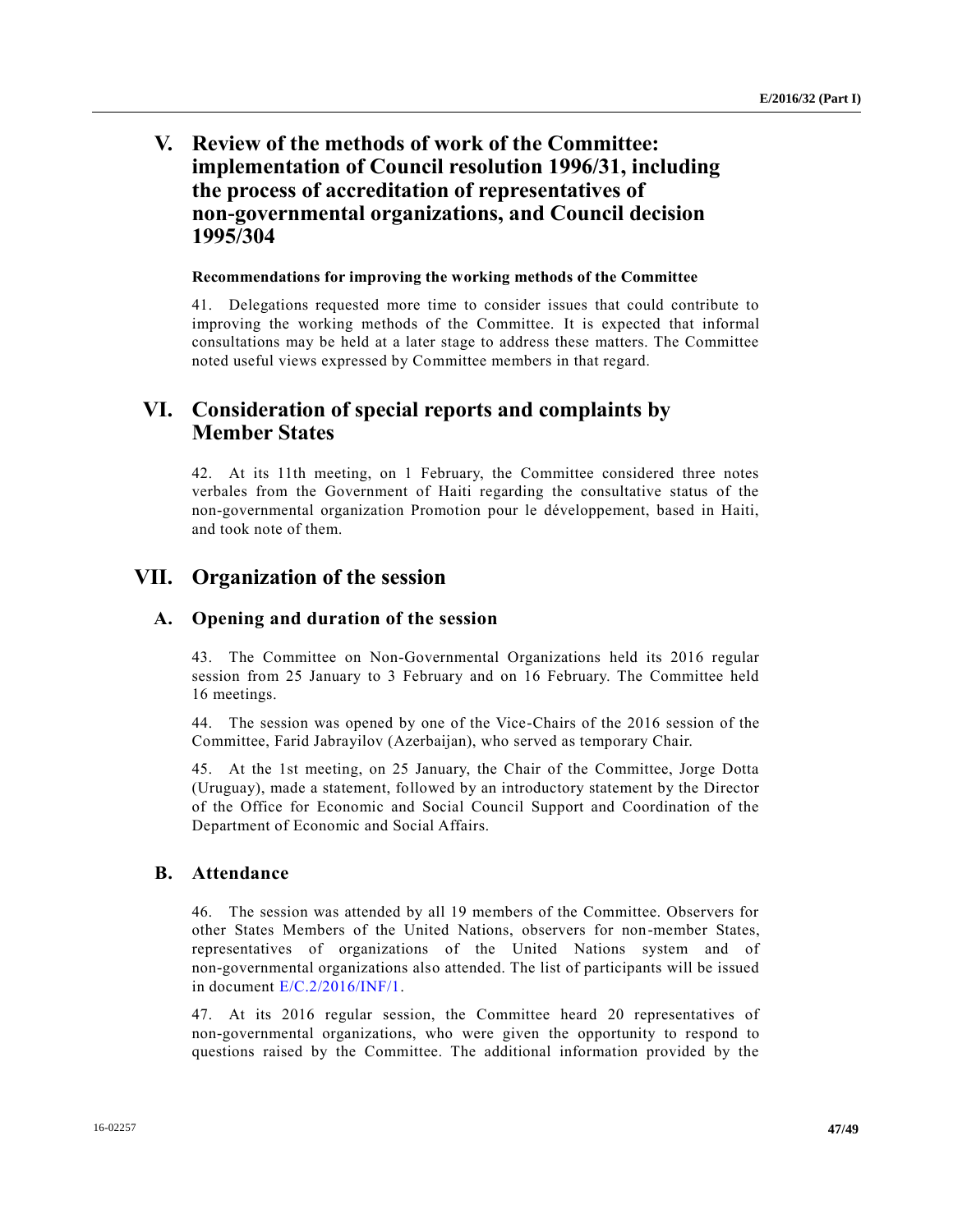# V. Review of the methods of work of the Committee: implementation of Council resolution 1996/31, including the process of accreditation of representatives of non-governmental organizations, and Council decision 1995/304

### Recommendations for improving the working methods of the Committee

41. Delegations requested more time to consider issues that could contribute to improving the working methods of the Committee. It is expected that informal consultations may be held at a later stage to address these matters. The Committee noted useful views expressed by Committee members in that regard.

# VI. Consideration of special reports and complaints by Member States

42. At its 11th meeting, on 1 February, the Committee considered three notes verbales from the Government of Haiti regarding the consultative status of the non-governmental organization Promotion pour le développement, based in Haiti, and took note of them.

# VII. Organization of the session

## A. Opening and duration of the session

43. The Committee on Non-Governmental Organizations held its 2016 regular session from 25 January to 3 February and on 16 February. The Committee held 16 meetings.

44. The session was opened by one of the Vice-Chairs of the 2016 session of the Committee, Farid Jabrayilov (Azerbaijan), who served as temporary Chair.

45. At the 1st meeting, on 25 January, the Chair of the Committee, Jorge Dotta (Uruguay), made a statement, followed by an introductory statement by the Director of the Office for Economic and Social Council Support and Coordination of the Department of Economic and Social Affairs.

## B. Attendance

46. The session was attended by all 19 members of the Committee. Observers for other States Members of the United Nations, observers for non-member States, representatives of organizations of the United Nations system and of non-governmental organizations also attended. The list of participants will be issued in document E/C.2/2016/INF/1.

47. At its 2016 regular session, the Committee heard 20 representatives of non-governmental organizations, who were given the opportunity to respond to questions raised by the Committee. The additional information provided by the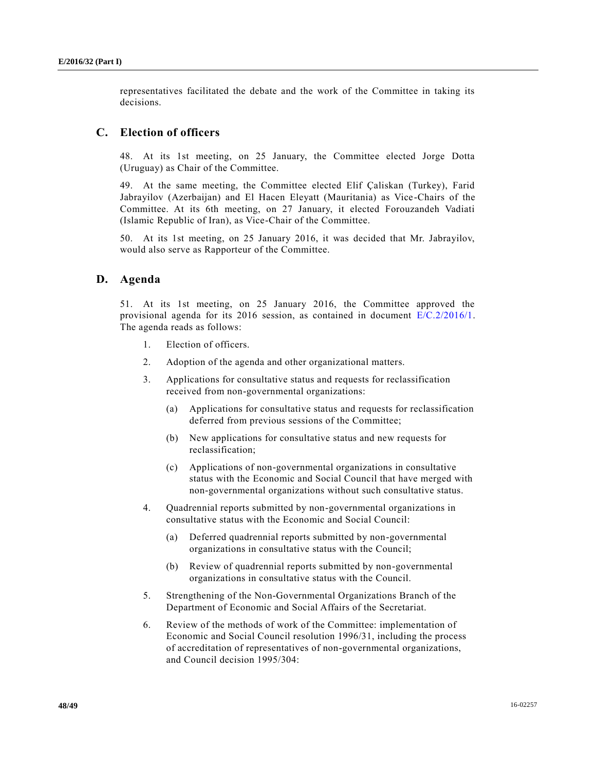representatives facilitated the debate and the work of the Committee in taking its decisions.

## C. Election of officers

48. At its 1st meeting, on 25 January, the Committee elected Jorge Dotta (Uruguay) as Chair of the Committee.

49. At the same meeting, the Committee elected Elif Çaliskan (Turkey), Farid Jabrayilov (Azerbaijan) and El Hacen Eleyatt (Mauritania) as Vice-Chairs of the Committee. At its 6th meeting, on 27 January, it elected Forouzandeh Vadiati (Islamic Republic of Iran), as Vice-Chair of the Committee.

50. At its 1st meeting, on 25 January 2016, it was decided that Mr. Jabrayilov, would also serve as Rapporteur of the Committee.

## D. Agenda

51. At its 1st meeting, on 25 January 2016, the Committee approved the provisional agenda for its 2016 session, as contained in document E/C.2/2016/1. The agenda reads as follows:

1. Election of officers.

2. Adoption of the agenda and other organizational matters.

3. Applications for consultative status and requests for reclassification received from non-governmental organizations:

   (a) Applications for consultative status and requests for reclassification deferred from previous sessions of the Committee;

   (b) New applications for consultative status and new requests for reclassification;

   (c) Applications of non-governmental organizations in consultative status with the Economic and Social Council that have merged with non-governmental organizations without such consultative status.

4. Quadrennial reports submitted by non-governmental organizations in consultative status with the Economic and Social Council:

   (a) Deferred quadrennial reports submitted by non-governmental organizations in consultative status with the Council;

   (b) Review of quadrennial reports submitted by non-governmental organizations in consultative status with the Council.

5. Strengthening of the Non-Governmental Organizations Branch of the Department of Economic and Social Affairs of the Secretariat.

6. Review of the methods of work of the Committee: implementation of Economic and Social Council resolution 1996/31, including the process of accreditation of representatives of non-governmental organizations, and Council decision 1995/304: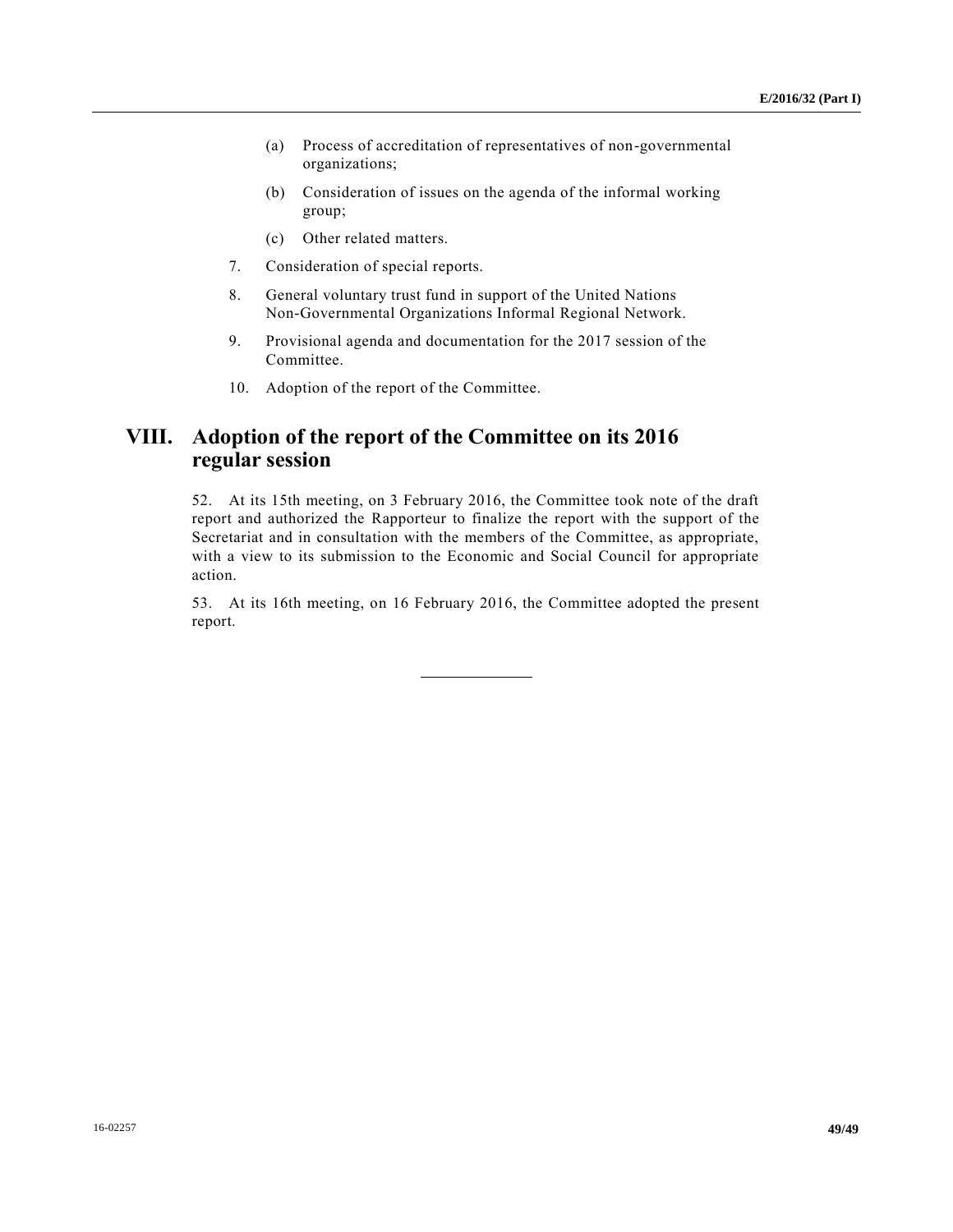(a) Process of accreditation of representatives of non-governmental organizations;

(b) Consideration of issues on the agenda of the informal working group;

(c) Other related matters.

7. Consideration of special reports.

8. General voluntary trust fund in support of the United Nations Non-Governmental Organizations Informal Regional Network.

9. Provisional agenda and documentation for the 2017 session of the Committee.

10. Adoption of the report of the Committee.

# VIII. Adoption of the report of the Committee on its 2016 regular session

52. At its 15th meeting, on 3 February 2016, the Committee took note of the draft report and authorized the Rapporteur to finalize the report with the support of the Secretariat and in consultation with the members of the Committee, as appropriate, with a view to its submission to the Economic and Social Council for appropriate action.

53. At its 16th meeting, on 16 February 2016, the Committee adopted the present report.